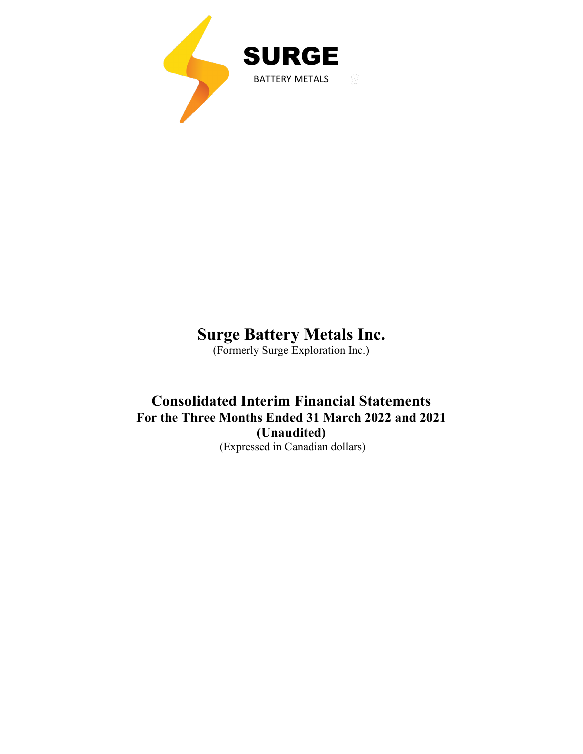SURGE

BATTERY METALS

# Surge Battery Metals Inc.

(Formerly Surge Exploration Inc.)

## Consolidated Interim Financial Statements

### For the Three Months Ended 31 March 2022 and 2021

### (Unaudited)

(Expressed in Canadian dollars)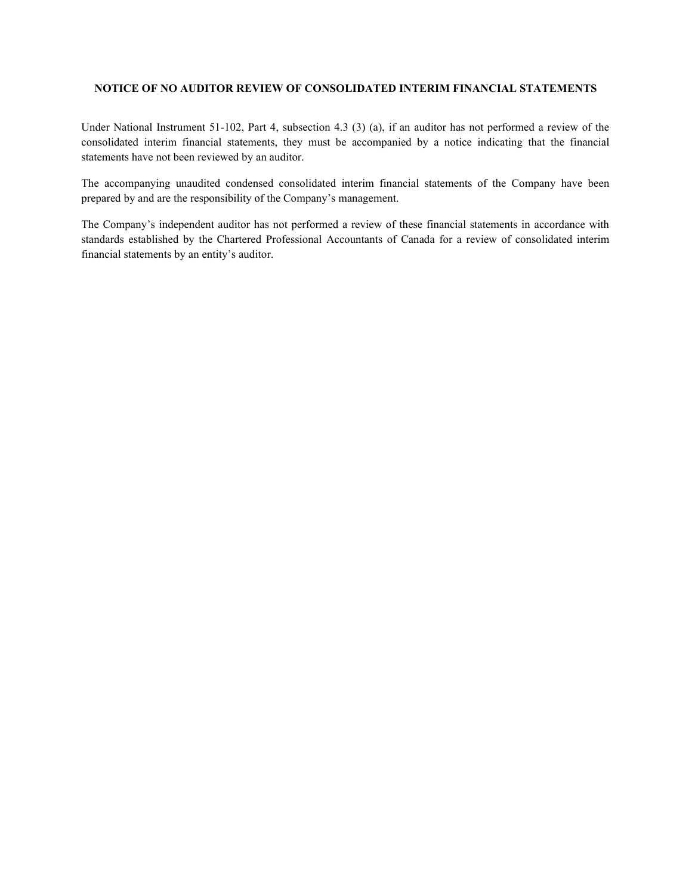## NOTICE OF NO AUDITOR REVIEW OF CONSOLIDATED INTERIM FINANCIAL STATEMENTS

Under National Instrument 51-102, Part 4, subsection 4.3 (3) (a), if an auditor has not performed a review of the consolidated interim financial statements, they must be accompanied by a notice indicating that the financial statements have not been reviewed by an auditor.

The accompanying unaudited condensed consolidated interim financial statements of the Company have been prepared by and are the responsibility of the Company's management.

The Company's independent auditor has not performed a review of these financial statements in accordance with standards established by the Chartered Professional Accountants of Canada for a review of consolidated interim financial statements by an entity's auditor.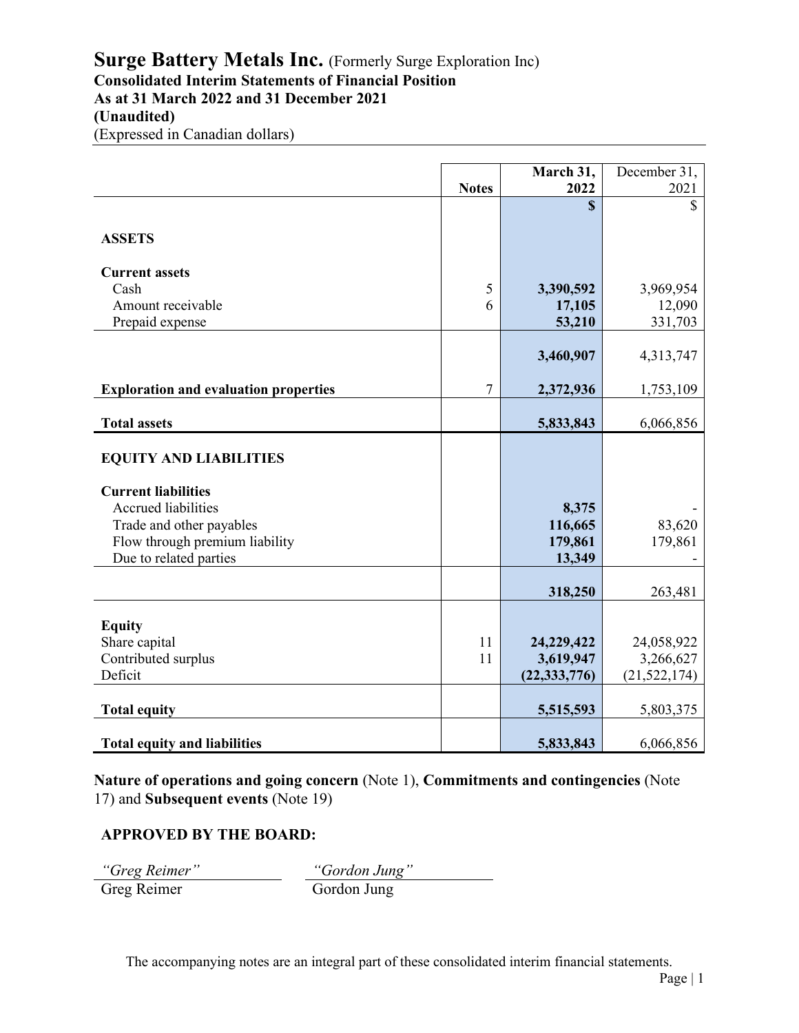# Surge Battery Metals Inc. (Formerly Surge Exploration Inc)

**Consolidated Interim Statements of Financial Position**
**As at 31 March 2022 and 31 December 2021**
**(Unaudited)**
(Expressed in Canadian dollars)

| | Notes | March 31, 2022 | December 31, 2021 |
|---|---|---|---|
| | | **$** | $ |
| **ASSETS** | | | |
| **Current assets** | | | |
| Cash | 5 | **3,390,592** | 3,969,954 |
| Amount receivable | 6 | **17,105** | 12,090 |
| Prepaid expense | | **53,210** | 331,703 |
| | | **3,460,907** | 4,313,747 |
| **Exploration and evaluation properties** | 7 | **2,372,936** | 1,753,109 |
| **Total assets** | | **5,833,843** | 6,066,856 |
| **EQUITY AND LIABILITIES** | | | |
| **Current liabilities** | | | |
| Accrued liabilities | | **8,375** | - |
| Trade and other payables | | **116,665** | 83,620 |
| Flow through premium liability | | **179,861** | 179,861 |
| Due to related parties | | **13,349** | - |
| | | **318,250** | 263,481 |
| **Equity** | | | |
| Share capital | 11 | **24,229,422** | 24,058,922 |
| Contributed surplus | 11 | **3,619,947** | 3,266,627 |
| Deficit | | **(22,333,776)** | (21,522,174) |
| **Total equity** | | **5,515,593** | 5,803,375 |
| **Total equity and liabilities** | | **5,833,843** | 6,066,856 |

**Nature of operations and going concern** (Note 1), **Commitments and contingencies** (Note 17) and **Subsequent events** (Note 19)

**APPROVED BY THE BOARD:**

| *"Greg Reimer"* | *"Gordon Jung"* |
|---|---|
| Greg Reimer | Gordon Jung |

The accompanying notes are an integral part of these consolidated interim financial statements.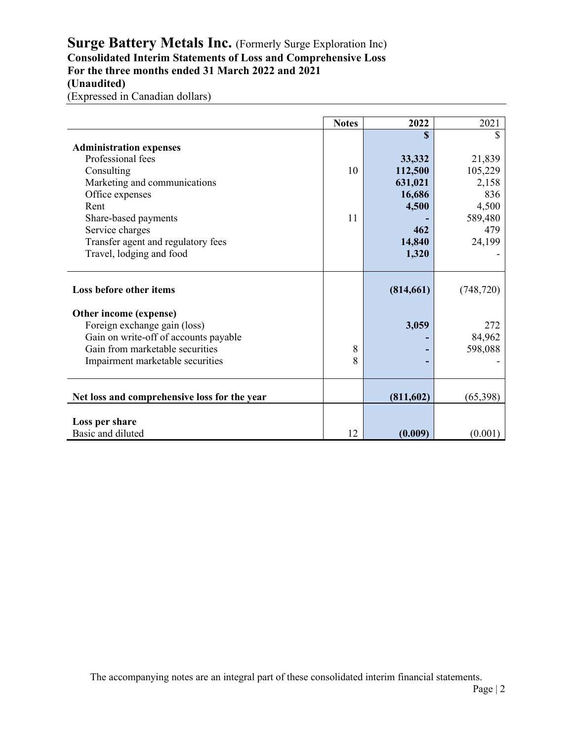# Surge Battery Metals Inc. (Formerly Surge Exploration Inc)

**Consolidated Interim Statements of Loss and Comprehensive Loss**
**For the three months ended 31 March 2022 and 2021**
**(Unaudited)**
(Expressed in Canadian dollars)

| | Notes | 2022 | 2021 |
|---|---|---|---|
| | | $ | $ |
| **Administration expenses** | | | |
| Professional fees | | 33,332 | 21,839 |
| Consulting | 10 | 112,500 | 105,229 |
| Marketing and communications | | 631,021 | 2,158 |
| Office expenses | | 16,686 | 836 |
| Rent | | 4,500 | 4,500 |
| Share-based payments | 11 | - | 589,480 |
| Service charges | | 462 | 479 |
| Transfer agent and regulatory fees | | 14,840 | 24,199 |
| Travel, lodging and food | | 1,320 | - |
| **Loss before other items** | | (814,661) | (748,720) |
| **Other income (expense)** | | | |
| Foreign exchange gain (loss) | | 3,059 | 272 |
| Gain on write-off of accounts payable | | - | 84,962 |
| Gain from marketable securities | 8 | - | 598,088 |
| Impairment marketable securities | 8 | - | - |
| **Net loss and comprehensive loss for the year** | | (811,602) | (65,398) |
| **Loss per share** | | | |
| Basic and diluted | 12 | (0.009) | (0.001) |

The accompanying notes are an integral part of these consolidated interim financial statements.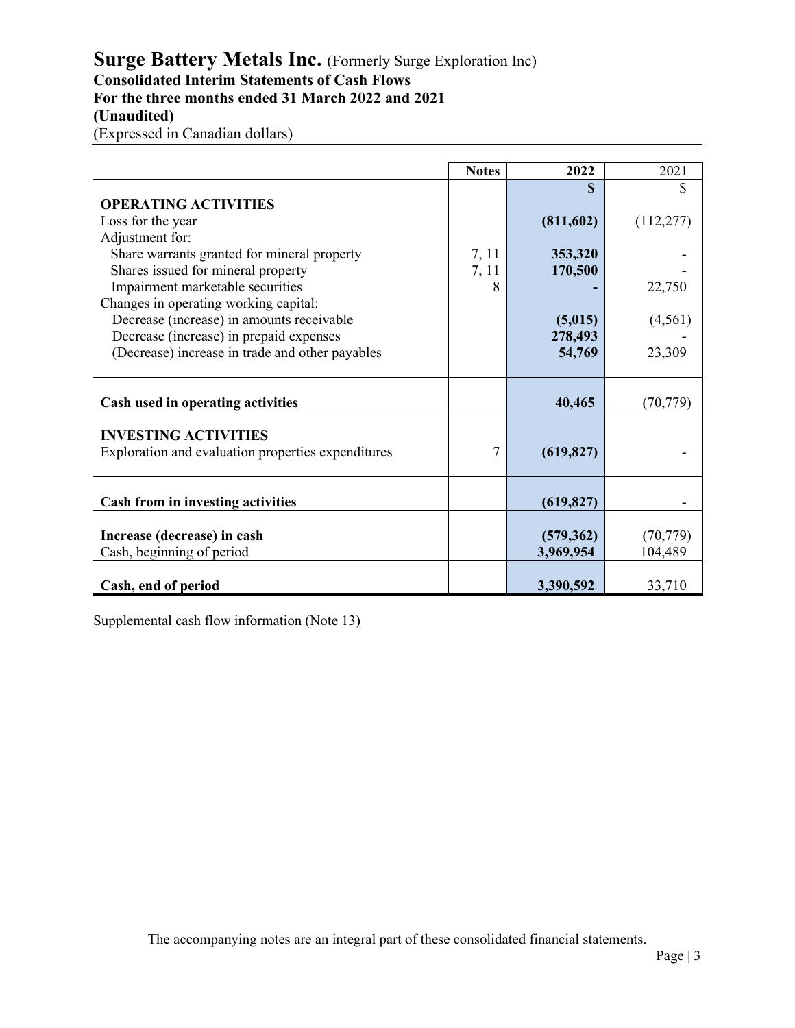# Surge Battery Metals Inc. (Formerly Surge Exploration Inc)

**Consolidated Interim Statements of Cash Flows**
**For the three months ended 31 March 2022 and 2021**
**(Unaudited)**
(Expressed in Canadian dollars)

| | Notes | 2022 | 2021 |
|---|---|---|---|
| | | **$** | $ |
| **OPERATING ACTIVITIES** | | | |
| Loss for the year | | **(811,602)** | (112,277) |
| Adjustment for: | | | |
| Share warrants granted for mineral property | 7, 11 | **353,320** | - |
| Shares issued for mineral property | 7, 11 | **170,500** | - |
| Impairment marketable securities | 8 | **-** | 22,750 |
| Changes in operating working capital: | | | |
| Decrease (increase) in amounts receivable | | **(5,015)** | (4,561) |
| Decrease (increase) in prepaid expenses | | **278,493** | - |
| (Decrease) increase in trade and other payables | | **54,769** | 23,309 |
| **Cash used in operating activities** | | **40,465** | (70,779) |
| **INVESTING ACTIVITIES** | | | |
| Exploration and evaluation properties expenditures | 7 | **(619,827)** | - |
| **Cash from in investing activities** | | **(619,827)** | - |
| **Increase (decrease) in cash** | | **(579,362)** | (70,779) |
| Cash, beginning of period | | **3,969,954** | 104,489 |
| **Cash, end of period** | | **3,390,592** | 33,710 |

Supplemental cash flow information (Note 13)

The accompanying notes are an integral part of these consolidated financial statements.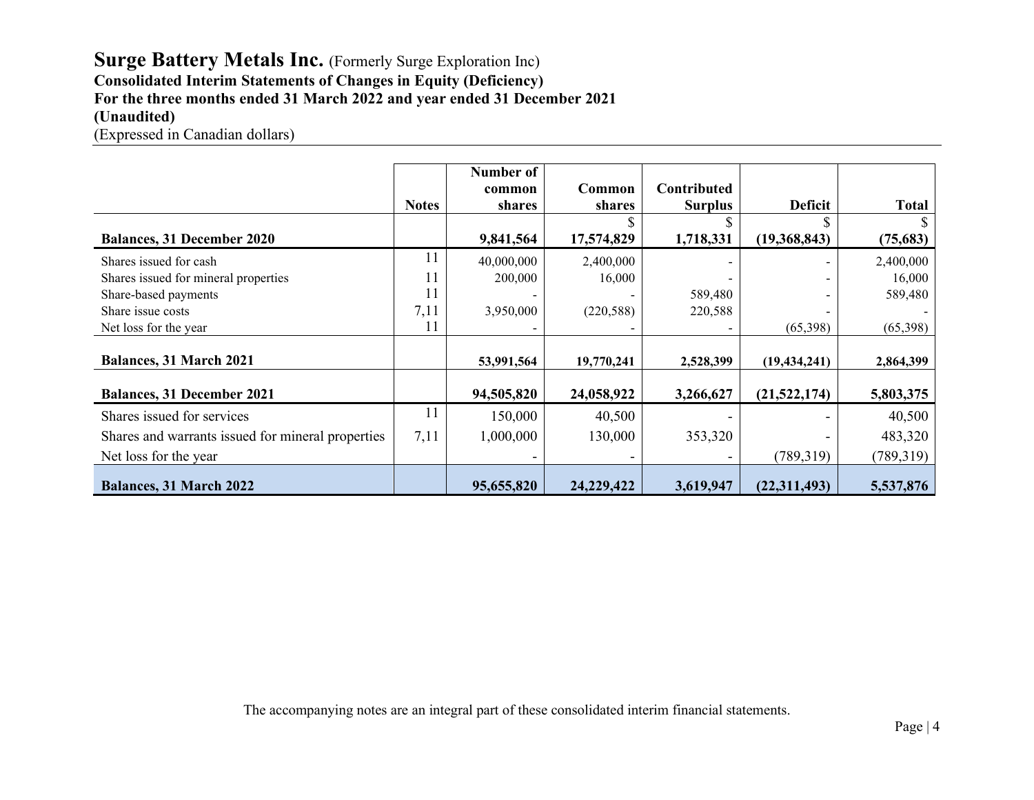# Surge Battery Metals Inc. (Formerly Surge Exploration Inc)

**Consolidated Interim Statements of Changes in Equity (Deficiency)**
**For the three months ended 31 March 2022 and year ended 31 December 2021**
**(Unaudited)**
(Expressed in Canadian dollars)

| | Notes | Number of common shares | Common shares | Contributed Surplus | Deficit | Total |
|---|---|---|---|---|---|---|
| | | | $ | $ | $ | $ |
| **Balances, 31 December 2020** | | **9,841,564** | **17,574,829** | **1,718,331** | **(19,368,843)** | **(75,683)** |
| Shares issued for cash | 11 | 40,000,000 | 2,400,000 | - | - | 2,400,000 |
| Shares issued for mineral properties | 11 | 200,000 | 16,000 | - | - | 16,000 |
| Share-based payments | 11 | - | - | 589,480 | - | 589,480 |
| Share issue costs | 7,11 | 3,950,000 | (220,588) | 220,588 | - | - |
| Net loss for the year | 11 | - | - | - | (65,398) | (65,398) |
| **Balances, 31 March 2021** | | **53,991,564** | **19,770,241** | **2,528,399** | **(19,434,241)** | **2,864,399** |
| **Balances, 31 December 2021** | | **94,505,820** | **24,058,922** | **3,266,627** | **(21,522,174)** | **5,803,375** |
| Shares issued for services | 11 | 150,000 | 40,500 | - | - | 40,500 |
| Shares and warrants issued for mineral properties | 7,11 | 1,000,000 | 130,000 | 353,320 | - | 483,320 |
| Net loss for the year | | - | - | - | (789,319) | (789,319) |
| **Balances, 31 March 2022** | | **95,655,820** | **24,229,422** | **3,619,947** | **(22,311,493)** | **5,537,876** |

The accompanying notes are an integral part of these consolidated interim financial statements.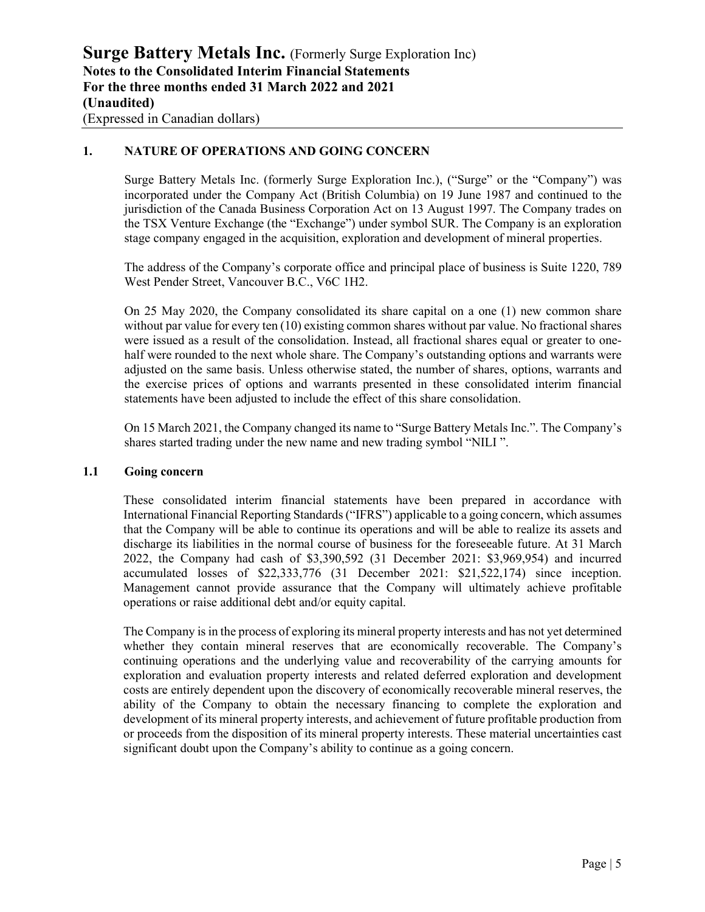## 1. NATURE OF OPERATIONS AND GOING CONCERN

Surge Battery Metals Inc. (formerly Surge Exploration Inc.), ("Surge" or the "Company") was incorporated under the Company Act (British Columbia) on 19 June 1987 and continued to the jurisdiction of the Canada Business Corporation Act on 13 August 1997. The Company trades on the TSX Venture Exchange (the "Exchange") under symbol SUR. The Company is an exploration stage company engaged in the acquisition, exploration and development of mineral properties.

The address of the Company's corporate office and principal place of business is Suite 1220, 789 West Pender Street, Vancouver B.C., V6C 1H2.

On 25 May 2020, the Company consolidated its share capital on a one (1) new common share without par value for every ten (10) existing common shares without par value. No fractional shares were issued as a result of the consolidation. Instead, all fractional shares equal or greater to one-half were rounded to the next whole share. The Company's outstanding options and warrants were adjusted on the same basis. Unless otherwise stated, the number of shares, options, warrants and the exercise prices of options and warrants presented in these consolidated interim financial statements have been adjusted to include the effect of this share consolidation.

On 15 March 2021, the Company changed its name to "Surge Battery Metals Inc.". The Company's shares started trading under the new name and new trading symbol "NILI ".

### 1.1 Going concern

These consolidated interim financial statements have been prepared in accordance with International Financial Reporting Standards ("IFRS") applicable to a going concern, which assumes that the Company will be able to continue its operations and will be able to realize its assets and discharge its liabilities in the normal course of business for the foreseeable future. At 31 March 2022, the Company had cash of $3,390,592 (31 December 2021: $3,969,954) and incurred accumulated losses of $22,333,776 (31 December 2021: $21,522,174) since inception. Management cannot provide assurance that the Company will ultimately achieve profitable operations or raise additional debt and/or equity capital.

The Company is in the process of exploring its mineral property interests and has not yet determined whether they contain mineral reserves that are economically recoverable. The Company's continuing operations and the underlying value and recoverability of the carrying amounts for exploration and evaluation property interests and related deferred exploration and development costs are entirely dependent upon the discovery of economically recoverable mineral reserves, the ability of the Company to obtain the necessary financing to complete the exploration and development of its mineral property interests, and achievement of future profitable production from or proceeds from the disposition of its mineral property interests. These material uncertainties cast significant doubt upon the Company's ability to continue as a going concern.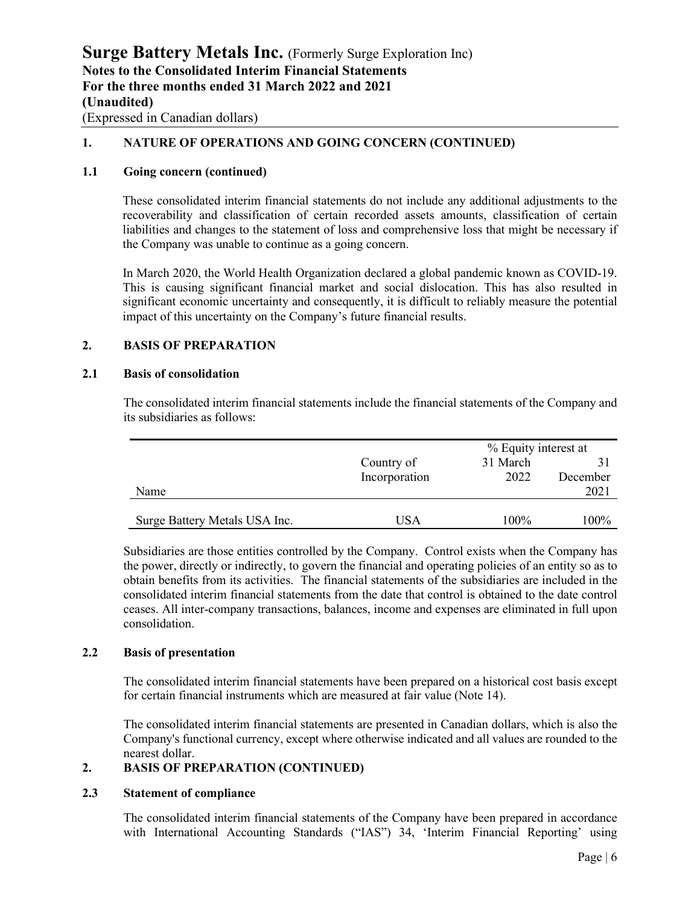## 1. NATURE OF OPERATIONS AND GOING CONCERN (CONTINUED)

### 1.1 Going concern (continued)

These consolidated interim financial statements do not include any additional adjustments to the recoverability and classification of certain recorded assets amounts, classification of certain liabilities and changes to the statement of loss and comprehensive loss that might be necessary if the Company was unable to continue as a going concern.

In March 2020, the World Health Organization declared a global pandemic known as COVID-19. This is causing significant financial market and social dislocation. This has also resulted in significant economic uncertainty and consequently, it is difficult to reliably measure the potential impact of this uncertainty on the Company's future financial results.

## 2. BASIS OF PREPARATION

### 2.1 Basis of consolidation

The consolidated interim financial statements include the financial statements of the Company and its subsidiaries as follows:

| Name | Country of Incorporation | % Equity interest at 31 March 2022 | 31 December 2021 |
|---|---|---|---|
| Surge Battery Metals USA Inc. | USA | 100% | 100% |

Subsidiaries are those entities controlled by the Company. Control exists when the Company has the power, directly or indirectly, to govern the financial and operating policies of an entity so as to obtain benefits from its activities. The financial statements of the subsidiaries are included in the consolidated interim financial statements from the date that control is obtained to the date control ceases. All inter-company transactions, balances, income and expenses are eliminated in full upon consolidation.

### 2.2 Basis of presentation

The consolidated interim financial statements have been prepared on a historical cost basis except for certain financial instruments which are measured at fair value (Note 14).

The consolidated interim financial statements are presented in Canadian dollars, which is also the Company's functional currency, except where otherwise indicated and all values are rounded to the nearest dollar.

## 2. BASIS OF PREPARATION (CONTINUED)

### 2.3 Statement of compliance

The consolidated interim financial statements of the Company have been prepared in accordance with International Accounting Standards ("IAS") 34, 'Interim Financial Reporting' using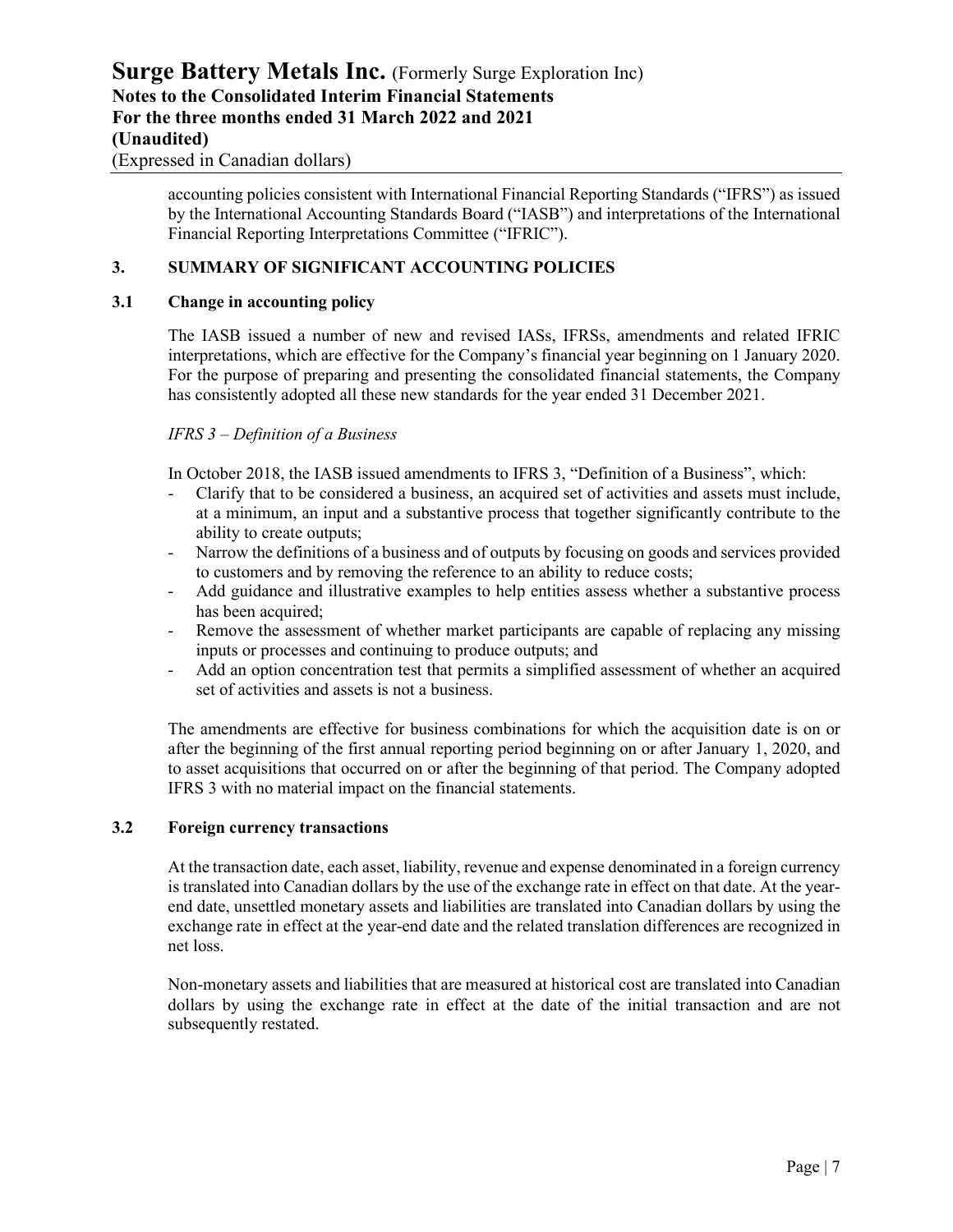accounting policies consistent with International Financial Reporting Standards ("IFRS") as issued by the International Accounting Standards Board ("IASB") and interpretations of the International Financial Reporting Interpretations Committee ("IFRIC").

## 3. SUMMARY OF SIGNIFICANT ACCOUNTING POLICIES

### 3.1 Change in accounting policy

The IASB issued a number of new and revised IASs, IFRSs, amendments and related IFRIC interpretations, which are effective for the Company's financial year beginning on 1 January 2020. For the purpose of preparing and presenting the consolidated financial statements, the Company has consistently adopted all these new standards for the year ended 31 December 2021.

*IFRS 3 – Definition of a Business*

In October 2018, the IASB issued amendments to IFRS 3, "Definition of a Business", which:

- Clarify that to be considered a business, an acquired set of activities and assets must include, at a minimum, an input and a substantive process that together significantly contribute to the ability to create outputs;
- Narrow the definitions of a business and of outputs by focusing on goods and services provided to customers and by removing the reference to an ability to reduce costs;
- Add guidance and illustrative examples to help entities assess whether a substantive process has been acquired;
- Remove the assessment of whether market participants are capable of replacing any missing inputs or processes and continuing to produce outputs; and
- Add an option concentration test that permits a simplified assessment of whether an acquired set of activities and assets is not a business.

The amendments are effective for business combinations for which the acquisition date is on or after the beginning of the first annual reporting period beginning on or after January 1, 2020, and to asset acquisitions that occurred on or after the beginning of that period. The Company adopted IFRS 3 with no material impact on the financial statements.

### 3.2 Foreign currency transactions

At the transaction date, each asset, liability, revenue and expense denominated in a foreign currency is translated into Canadian dollars by the use of the exchange rate in effect on that date. At the year-end date, unsettled monetary assets and liabilities are translated into Canadian dollars by using the exchange rate in effect at the year-end date and the related translation differences are recognized in net loss.

Non-monetary assets and liabilities that are measured at historical cost are translated into Canadian dollars by using the exchange rate in effect at the date of the initial transaction and are not subsequently restated.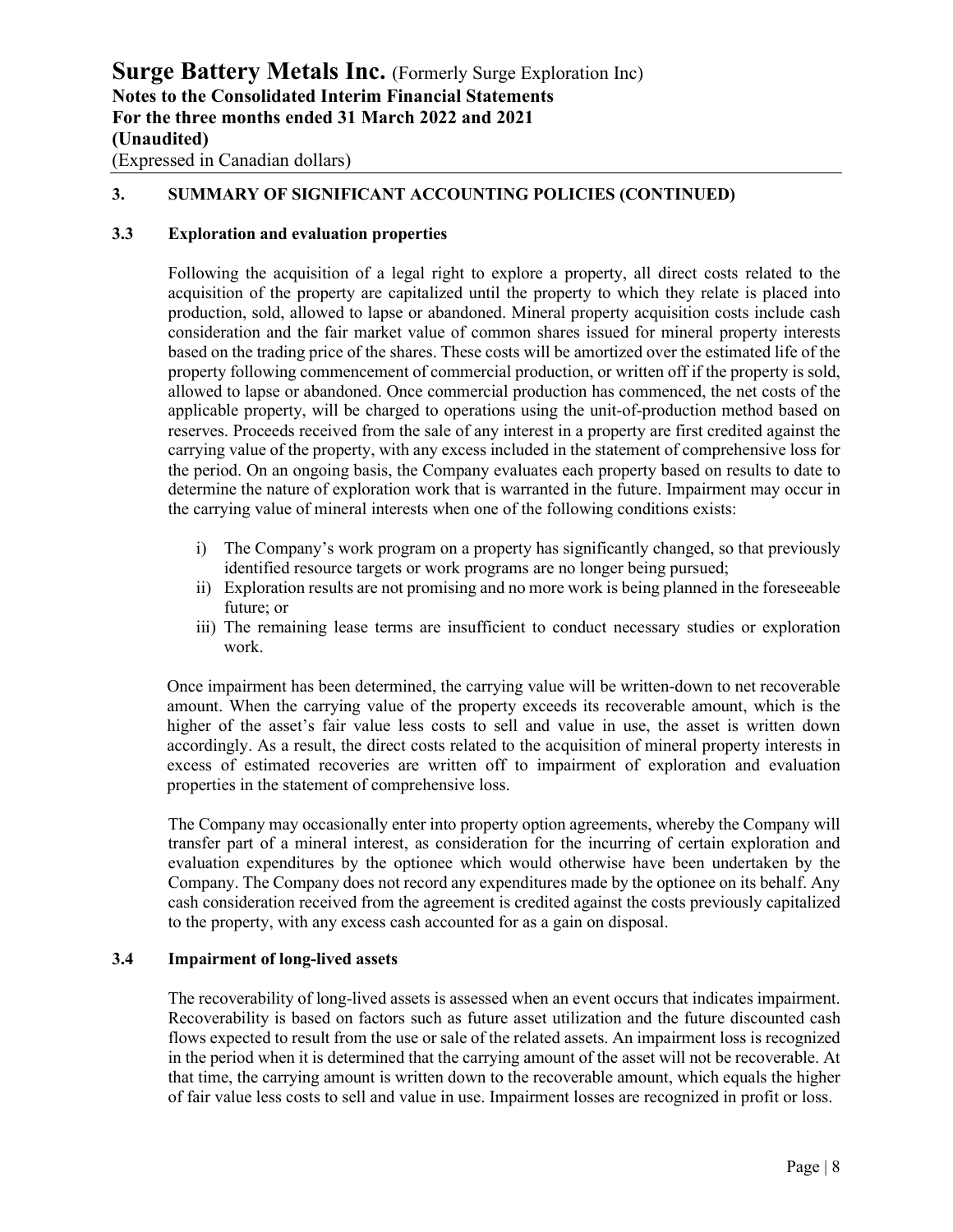## 3. SUMMARY OF SIGNIFICANT ACCOUNTING POLICIES (CONTINUED)

### 3.3 Exploration and evaluation properties

Following the acquisition of a legal right to explore a property, all direct costs related to the acquisition of the property are capitalized until the property to which they relate is placed into production, sold, allowed to lapse or abandoned. Mineral property acquisition costs include cash consideration and the fair market value of common shares issued for mineral property interests based on the trading price of the shares. These costs will be amortized over the estimated life of the property following commencement of commercial production, or written off if the property is sold, allowed to lapse or abandoned. Once commercial production has commenced, the net costs of the applicable property, will be charged to operations using the unit-of-production method based on reserves. Proceeds received from the sale of any interest in a property are first credited against the carrying value of the property, with any excess included in the statement of comprehensive loss for the period. On an ongoing basis, the Company evaluates each property based on results to date to determine the nature of exploration work that is warranted in the future. Impairment may occur in the carrying value of mineral interests when one of the following conditions exists:

i) The Company's work program on a property has significantly changed, so that previously identified resource targets or work programs are no longer being pursued;
ii) Exploration results are not promising and no more work is being planned in the foreseeable future; or
iii) The remaining lease terms are insufficient to conduct necessary studies or exploration work.

Once impairment has been determined, the carrying value will be written-down to net recoverable amount. When the carrying value of the property exceeds its recoverable amount, which is the higher of the asset's fair value less costs to sell and value in use, the asset is written down accordingly. As a result, the direct costs related to the acquisition of mineral property interests in excess of estimated recoveries are written off to impairment of exploration and evaluation properties in the statement of comprehensive loss.

The Company may occasionally enter into property option agreements, whereby the Company will transfer part of a mineral interest, as consideration for the incurring of certain exploration and evaluation expenditures by the optionee which would otherwise have been undertaken by the Company. The Company does not record any expenditures made by the optionee on its behalf. Any cash consideration received from the agreement is credited against the costs previously capitalized to the property, with any excess cash accounted for as a gain on disposal.

### 3.4 Impairment of long-lived assets

The recoverability of long-lived assets is assessed when an event occurs that indicates impairment. Recoverability is based on factors such as future asset utilization and the future discounted cash flows expected to result from the use or sale of the related assets. An impairment loss is recognized in the period when it is determined that the carrying amount of the asset will not be recoverable. At that time, the carrying amount is written down to the recoverable amount, which equals the higher of fair value less costs to sell and value in use. Impairment losses are recognized in profit or loss.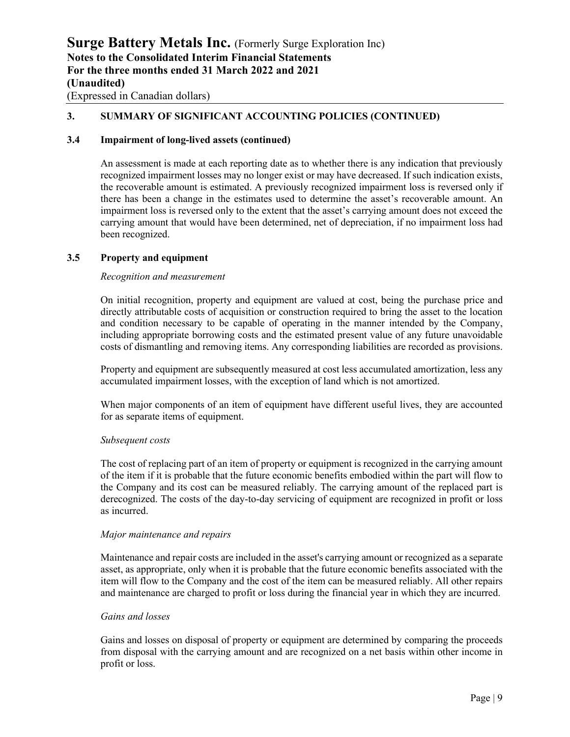## 3. SUMMARY OF SIGNIFICANT ACCOUNTING POLICIES (CONTINUED)

### 3.4 Impairment of long-lived assets (continued)

An assessment is made at each reporting date as to whether there is any indication that previously recognized impairment losses may no longer exist or may have decreased. If such indication exists, the recoverable amount is estimated. A previously recognized impairment loss is reversed only if there has been a change in the estimates used to determine the asset's recoverable amount. An impairment loss is reversed only to the extent that the asset's carrying amount does not exceed the carrying amount that would have been determined, net of depreciation, if no impairment loss had been recognized.

### 3.5 Property and equipment

*Recognition and measurement*

On initial recognition, property and equipment are valued at cost, being the purchase price and directly attributable costs of acquisition or construction required to bring the asset to the location and condition necessary to be capable of operating in the manner intended by the Company, including appropriate borrowing costs and the estimated present value of any future unavoidable costs of dismantling and removing items. Any corresponding liabilities are recorded as provisions.

Property and equipment are subsequently measured at cost less accumulated amortization, less any accumulated impairment losses, with the exception of land which is not amortized.

When major components of an item of equipment have different useful lives, they are accounted for as separate items of equipment.

*Subsequent costs*

The cost of replacing part of an item of property or equipment is recognized in the carrying amount of the item if it is probable that the future economic benefits embodied within the part will flow to the Company and its cost can be measured reliably. The carrying amount of the replaced part is derecognized. The costs of the day-to-day servicing of equipment are recognized in profit or loss as incurred.

*Major maintenance and repairs*

Maintenance and repair costs are included in the asset's carrying amount or recognized as a separate asset, as appropriate, only when it is probable that the future economic benefits associated with the item will flow to the Company and the cost of the item can be measured reliably. All other repairs and maintenance are charged to profit or loss during the financial year in which they are incurred.

*Gains and losses*

Gains and losses on disposal of property or equipment are determined by comparing the proceeds from disposal with the carrying amount and are recognized on a net basis within other income in profit or loss.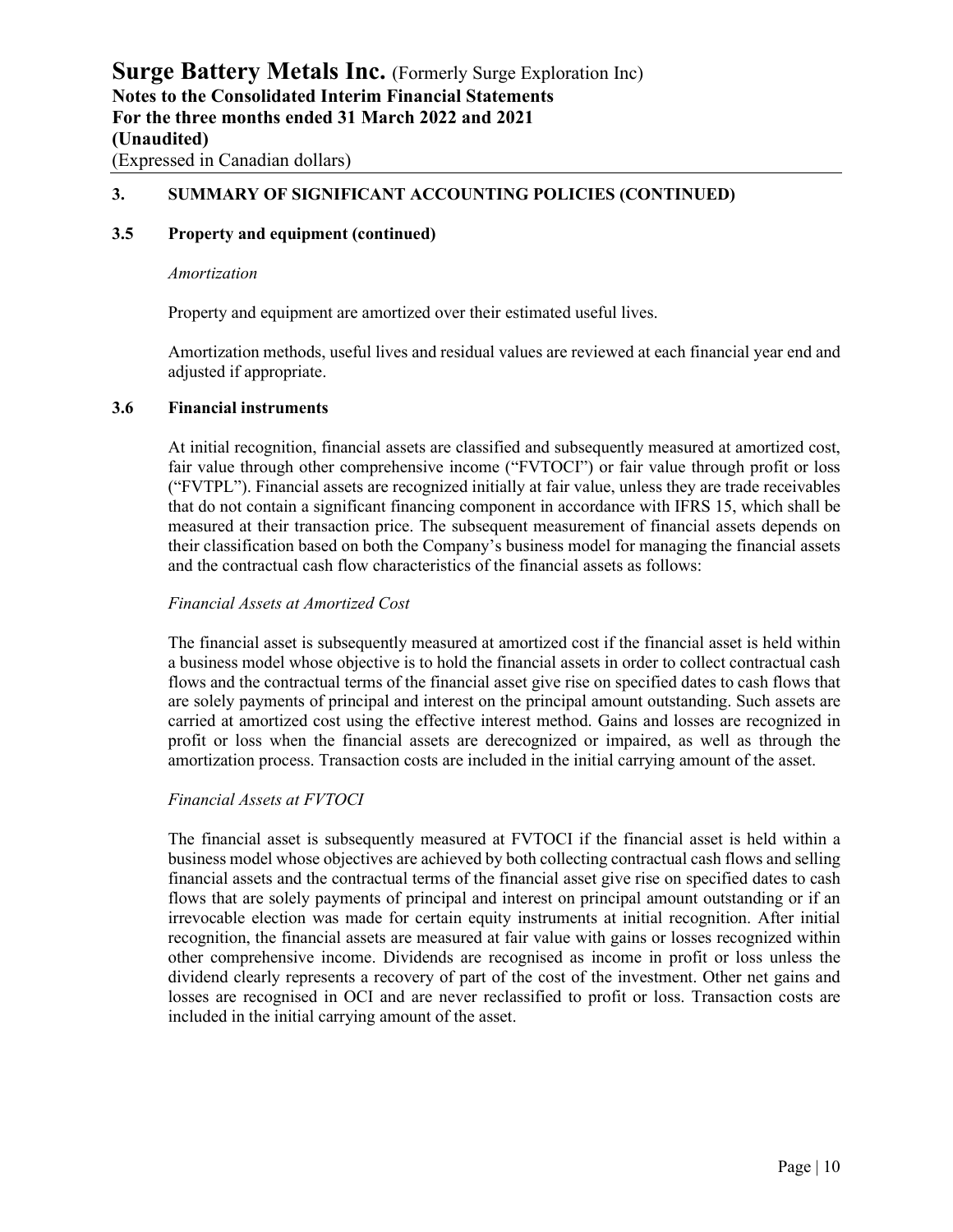## 3. SUMMARY OF SIGNIFICANT ACCOUNTING POLICIES (CONTINUED)

### 3.5 Property and equipment (continued)

*Amortization*

Property and equipment are amortized over their estimated useful lives.

Amortization methods, useful lives and residual values are reviewed at each financial year end and adjusted if appropriate.

### 3.6 Financial instruments

At initial recognition, financial assets are classified and subsequently measured at amortized cost, fair value through other comprehensive income ("FVTOCI") or fair value through profit or loss ("FVTPL"). Financial assets are recognized initially at fair value, unless they are trade receivables that do not contain a significant financing component in accordance with IFRS 15, which shall be measured at their transaction price. The subsequent measurement of financial assets depends on their classification based on both the Company's business model for managing the financial assets and the contractual cash flow characteristics of the financial assets as follows:

*Financial Assets at Amortized Cost*

The financial asset is subsequently measured at amortized cost if the financial asset is held within a business model whose objective is to hold the financial assets in order to collect contractual cash flows and the contractual terms of the financial asset give rise on specified dates to cash flows that are solely payments of principal and interest on the principal amount outstanding. Such assets are carried at amortized cost using the effective interest method. Gains and losses are recognized in profit or loss when the financial assets are derecognized or impaired, as well as through the amortization process. Transaction costs are included in the initial carrying amount of the asset.

*Financial Assets at FVTOCI*

The financial asset is subsequently measured at FVTOCI if the financial asset is held within a business model whose objectives are achieved by both collecting contractual cash flows and selling financial assets and the contractual terms of the financial asset give rise on specified dates to cash flows that are solely payments of principal and interest on principal amount outstanding or if an irrevocable election was made for certain equity instruments at initial recognition. After initial recognition, the financial assets are measured at fair value with gains or losses recognized within other comprehensive income. Dividends are recognised as income in profit or loss unless the dividend clearly represents a recovery of part of the cost of the investment. Other net gains and losses are recognised in OCI and are never reclassified to profit or loss. Transaction costs are included in the initial carrying amount of the asset.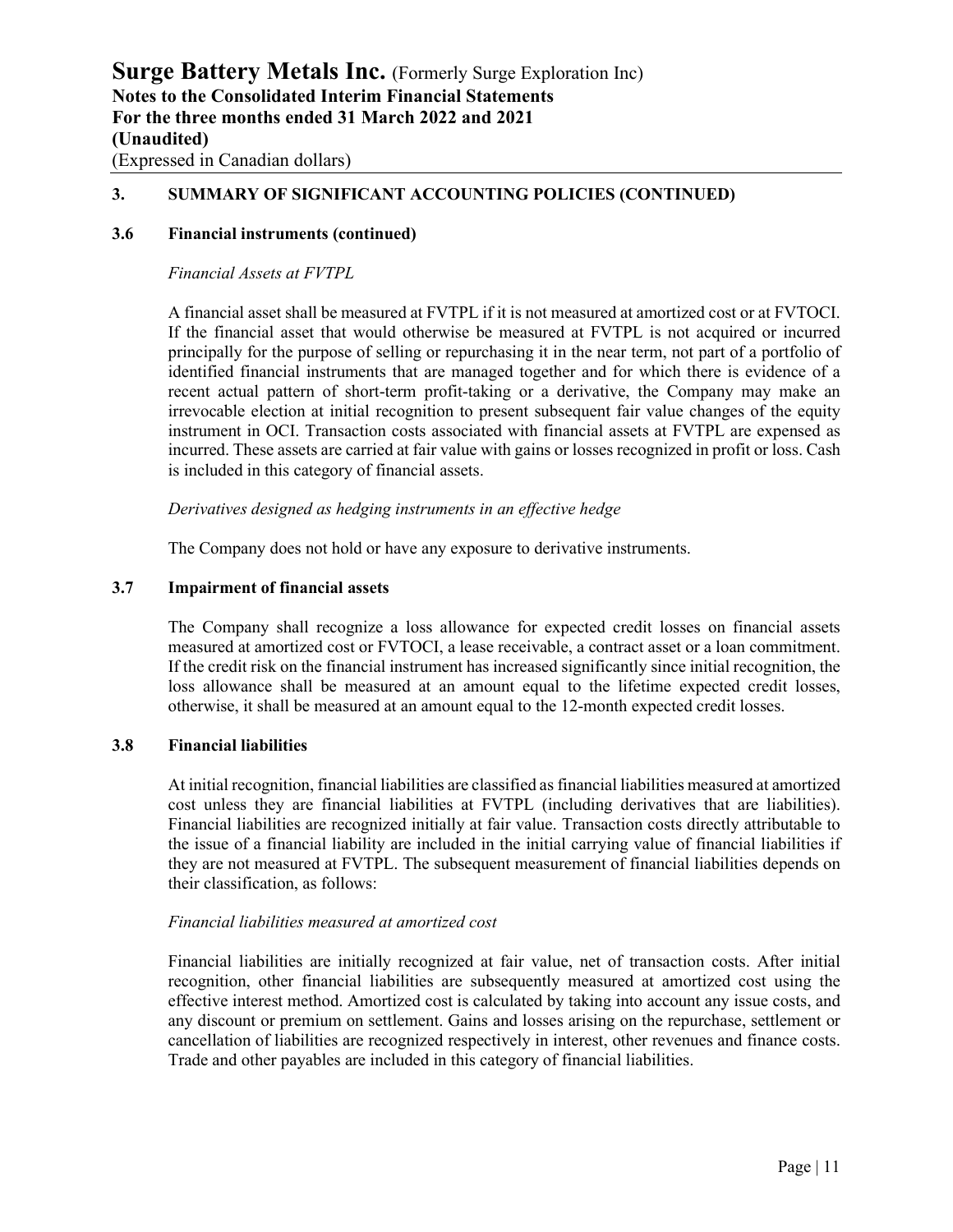## 3. SUMMARY OF SIGNIFICANT ACCOUNTING POLICIES (CONTINUED)

### 3.6 Financial instruments (continued)

*Financial Assets at FVTPL*

A financial asset shall be measured at FVTPL if it is not measured at amortized cost or at FVTOCI. If the financial asset that would otherwise be measured at FVTPL is not acquired or incurred principally for the purpose of selling or repurchasing it in the near term, not part of a portfolio of identified financial instruments that are managed together and for which there is evidence of a recent actual pattern of short-term profit-taking or a derivative, the Company may make an irrevocable election at initial recognition to present subsequent fair value changes of the equity instrument in OCI. Transaction costs associated with financial assets at FVTPL are expensed as incurred. These assets are carried at fair value with gains or losses recognized in profit or loss. Cash is included in this category of financial assets.

*Derivatives designed as hedging instruments in an effective hedge*

The Company does not hold or have any exposure to derivative instruments.

### 3.7 Impairment of financial assets

The Company shall recognize a loss allowance for expected credit losses on financial assets measured at amortized cost or FVTOCI, a lease receivable, a contract asset or a loan commitment. If the credit risk on the financial instrument has increased significantly since initial recognition, the loss allowance shall be measured at an amount equal to the lifetime expected credit losses, otherwise, it shall be measured at an amount equal to the 12-month expected credit losses.

### 3.8 Financial liabilities

At initial recognition, financial liabilities are classified as financial liabilities measured at amortized cost unless they are financial liabilities at FVTPL (including derivatives that are liabilities). Financial liabilities are recognized initially at fair value. Transaction costs directly attributable to the issue of a financial liability are included in the initial carrying value of financial liabilities if they are not measured at FVTPL. The subsequent measurement of financial liabilities depends on their classification, as follows:

*Financial liabilities measured at amortized cost*

Financial liabilities are initially recognized at fair value, net of transaction costs. After initial recognition, other financial liabilities are subsequently measured at amortized cost using the effective interest method. Amortized cost is calculated by taking into account any issue costs, and any discount or premium on settlement. Gains and losses arising on the repurchase, settlement or cancellation of liabilities are recognized respectively in interest, other revenues and finance costs. Trade and other payables are included in this category of financial liabilities.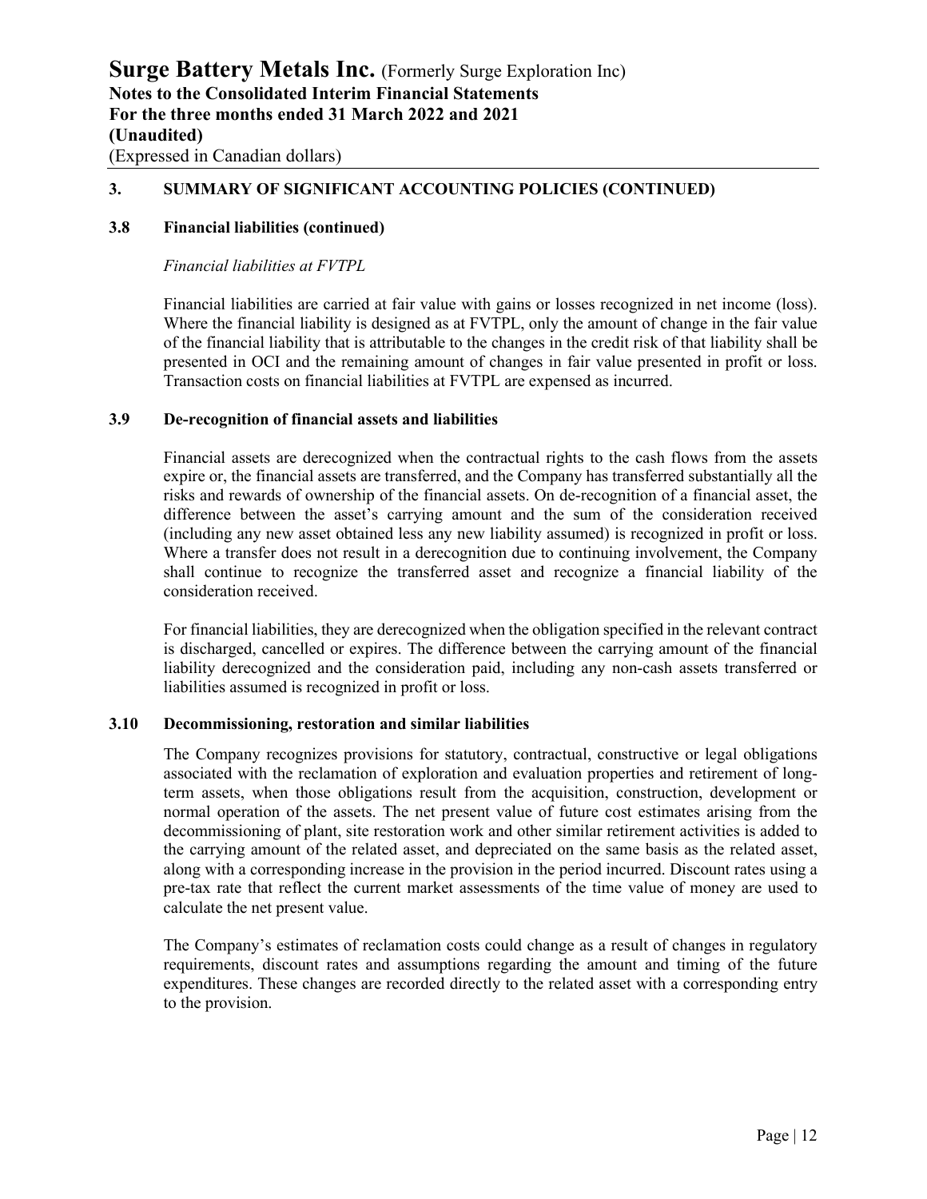## 3. SUMMARY OF SIGNIFICANT ACCOUNTING POLICIES (CONTINUED)

### 3.8 Financial liabilities (continued)

*Financial liabilities at FVTPL*

Financial liabilities are carried at fair value with gains or losses recognized in net income (loss). Where the financial liability is designed as at FVTPL, only the amount of change in the fair value of the financial liability that is attributable to the changes in the credit risk of that liability shall be presented in OCI and the remaining amount of changes in fair value presented in profit or loss. Transaction costs on financial liabilities at FVTPL are expensed as incurred.

### 3.9 De-recognition of financial assets and liabilities

Financial assets are derecognized when the contractual rights to the cash flows from the assets expire or, the financial assets are transferred, and the Company has transferred substantially all the risks and rewards of ownership of the financial assets. On de-recognition of a financial asset, the difference between the asset's carrying amount and the sum of the consideration received (including any new asset obtained less any new liability assumed) is recognized in profit or loss. Where a transfer does not result in a derecognition due to continuing involvement, the Company shall continue to recognize the transferred asset and recognize a financial liability of the consideration received.

For financial liabilities, they are derecognized when the obligation specified in the relevant contract is discharged, cancelled or expires. The difference between the carrying amount of the financial liability derecognized and the consideration paid, including any non-cash assets transferred or liabilities assumed is recognized in profit or loss.

### 3.10 Decommissioning, restoration and similar liabilities

The Company recognizes provisions for statutory, contractual, constructive or legal obligations associated with the reclamation of exploration and evaluation properties and retirement of long-term assets, when those obligations result from the acquisition, construction, development or normal operation of the assets. The net present value of future cost estimates arising from the decommissioning of plant, site restoration work and other similar retirement activities is added to the carrying amount of the related asset, and depreciated on the same basis as the related asset, along with a corresponding increase in the provision in the period incurred. Discount rates using a pre-tax rate that reflect the current market assessments of the time value of money are used to calculate the net present value.

The Company's estimates of reclamation costs could change as a result of changes in regulatory requirements, discount rates and assumptions regarding the amount and timing of the future expenditures. These changes are recorded directly to the related asset with a corresponding entry to the provision.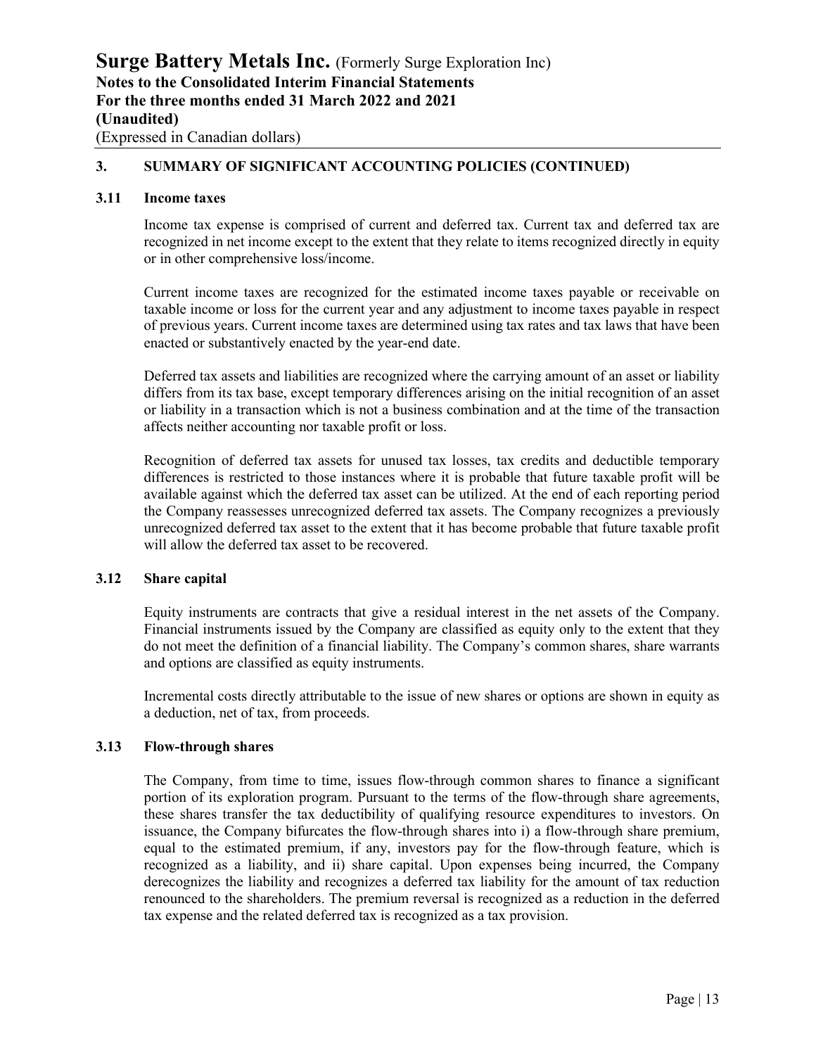## 3. SUMMARY OF SIGNIFICANT ACCOUNTING POLICIES (CONTINUED)

### 3.11 Income taxes

Income tax expense is comprised of current and deferred tax. Current tax and deferred tax are recognized in net income except to the extent that they relate to items recognized directly in equity or in other comprehensive loss/income.

Current income taxes are recognized for the estimated income taxes payable or receivable on taxable income or loss for the current year and any adjustment to income taxes payable in respect of previous years. Current income taxes are determined using tax rates and tax laws that have been enacted or substantively enacted by the year-end date.

Deferred tax assets and liabilities are recognized where the carrying amount of an asset or liability differs from its tax base, except temporary differences arising on the initial recognition of an asset or liability in a transaction which is not a business combination and at the time of the transaction affects neither accounting nor taxable profit or loss.

Recognition of deferred tax assets for unused tax losses, tax credits and deductible temporary differences is restricted to those instances where it is probable that future taxable profit will be available against which the deferred tax asset can be utilized. At the end of each reporting period the Company reassesses unrecognized deferred tax assets. The Company recognizes a previously unrecognized deferred tax asset to the extent that it has become probable that future taxable profit will allow the deferred tax asset to be recovered.

### 3.12 Share capital

Equity instruments are contracts that give a residual interest in the net assets of the Company. Financial instruments issued by the Company are classified as equity only to the extent that they do not meet the definition of a financial liability. The Company's common shares, share warrants and options are classified as equity instruments.

Incremental costs directly attributable to the issue of new shares or options are shown in equity as a deduction, net of tax, from proceeds.

### 3.13 Flow-through shares

The Company, from time to time, issues flow-through common shares to finance a significant portion of its exploration program. Pursuant to the terms of the flow-through share agreements, these shares transfer the tax deductibility of qualifying resource expenditures to investors. On issuance, the Company bifurcates the flow-through shares into i) a flow-through share premium, equal to the estimated premium, if any, investors pay for the flow-through feature, which is recognized as a liability, and ii) share capital. Upon expenses being incurred, the Company derecognizes the liability and recognizes a deferred tax liability for the amount of tax reduction renounced to the shareholders. The premium reversal is recognized as a reduction in the deferred tax expense and the related deferred tax is recognized as a tax provision.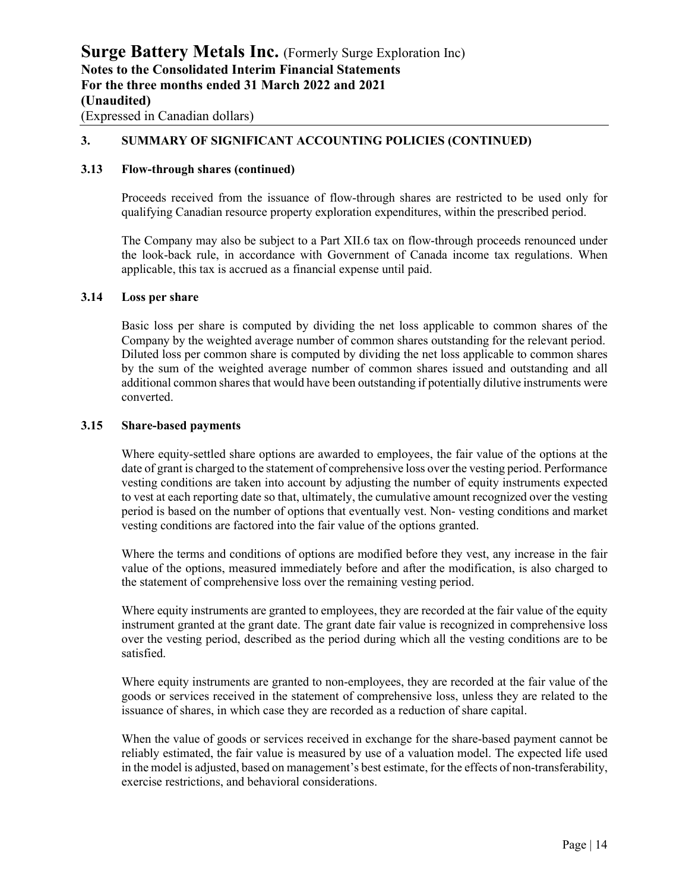## 3. SUMMARY OF SIGNIFICANT ACCOUNTING POLICIES (CONTINUED)

### 3.13 Flow-through shares (continued)

Proceeds received from the issuance of flow-through shares are restricted to be used only for qualifying Canadian resource property exploration expenditures, within the prescribed period.

The Company may also be subject to a Part XII.6 tax on flow-through proceeds renounced under the look-back rule, in accordance with Government of Canada income tax regulations. When applicable, this tax is accrued as a financial expense until paid.

### 3.14 Loss per share

Basic loss per share is computed by dividing the net loss applicable to common shares of the Company by the weighted average number of common shares outstanding for the relevant period. Diluted loss per common share is computed by dividing the net loss applicable to common shares by the sum of the weighted average number of common shares issued and outstanding and all additional common shares that would have been outstanding if potentially dilutive instruments were converted.

### 3.15 Share-based payments

Where equity-settled share options are awarded to employees, the fair value of the options at the date of grant is charged to the statement of comprehensive loss over the vesting period. Performance vesting conditions are taken into account by adjusting the number of equity instruments expected to vest at each reporting date so that, ultimately, the cumulative amount recognized over the vesting period is based on the number of options that eventually vest. Non- vesting conditions and market vesting conditions are factored into the fair value of the options granted.

Where the terms and conditions of options are modified before they vest, any increase in the fair value of the options, measured immediately before and after the modification, is also charged to the statement of comprehensive loss over the remaining vesting period.

Where equity instruments are granted to employees, they are recorded at the fair value of the equity instrument granted at the grant date. The grant date fair value is recognized in comprehensive loss over the vesting period, described as the period during which all the vesting conditions are to be satisfied.

Where equity instruments are granted to non-employees, they are recorded at the fair value of the goods or services received in the statement of comprehensive loss, unless they are related to the issuance of shares, in which case they are recorded as a reduction of share capital.

When the value of goods or services received in exchange for the share-based payment cannot be reliably estimated, the fair value is measured by use of a valuation model. The expected life used in the model is adjusted, based on management's best estimate, for the effects of non-transferability, exercise restrictions, and behavioral considerations.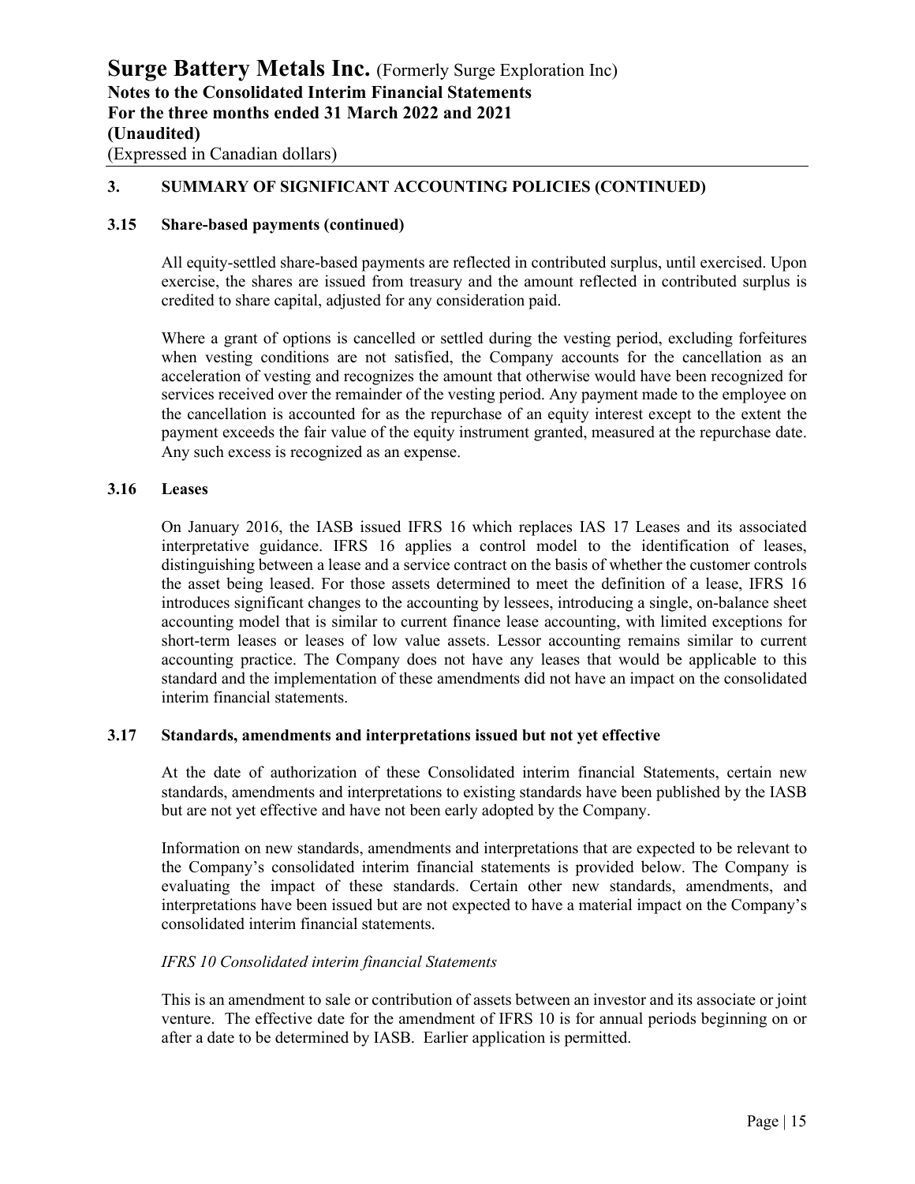## 3. SUMMARY OF SIGNIFICANT ACCOUNTING POLICIES (CONTINUED)

### 3.15 Share-based payments (continued)

All equity-settled share-based payments are reflected in contributed surplus, until exercised. Upon exercise, the shares are issued from treasury and the amount reflected in contributed surplus is credited to share capital, adjusted for any consideration paid.

Where a grant of options is cancelled or settled during the vesting period, excluding forfeitures when vesting conditions are not satisfied, the Company accounts for the cancellation as an acceleration of vesting and recognizes the amount that otherwise would have been recognized for services received over the remainder of the vesting period. Any payment made to the employee on the cancellation is accounted for as the repurchase of an equity interest except to the extent the payment exceeds the fair value of the equity instrument granted, measured at the repurchase date. Any such excess is recognized as an expense.

### 3.16 Leases

On January 2016, the IASB issued IFRS 16 which replaces IAS 17 Leases and its associated interpretative guidance. IFRS 16 applies a control model to the identification of leases, distinguishing between a lease and a service contract on the basis of whether the customer controls the asset being leased. For those assets determined to meet the definition of a lease, IFRS 16 introduces significant changes to the accounting by lessees, introducing a single, on-balance sheet accounting model that is similar to current finance lease accounting, with limited exceptions for short-term leases or leases of low value assets. Lessor accounting remains similar to current accounting practice. The Company does not have any leases that would be applicable to this standard and the implementation of these amendments did not have an impact on the consolidated interim financial statements.

### 3.17 Standards, amendments and interpretations issued but not yet effective

At the date of authorization of these Consolidated interim financial Statements, certain new standards, amendments and interpretations to existing standards have been published by the IASB but are not yet effective and have not been early adopted by the Company.

Information on new standards, amendments and interpretations that are expected to be relevant to the Company's consolidated interim financial statements is provided below. The Company is evaluating the impact of these standards. Certain other new standards, amendments, and interpretations have been issued but are not expected to have a material impact on the Company's consolidated interim financial statements.

*IFRS 10 Consolidated interim financial Statements*

This is an amendment to sale or contribution of assets between an investor and its associate or joint venture. The effective date for the amendment of IFRS 10 is for annual periods beginning on or after a date to be determined by IASB. Earlier application is permitted.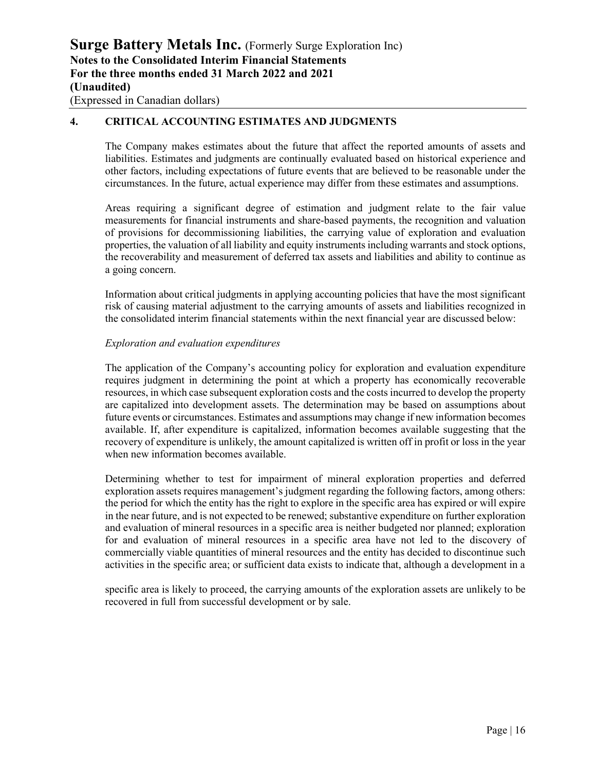## 4. CRITICAL ACCOUNTING ESTIMATES AND JUDGMENTS

The Company makes estimates about the future that affect the reported amounts of assets and liabilities. Estimates and judgments are continually evaluated based on historical experience and other factors, including expectations of future events that are believed to be reasonable under the circumstances. In the future, actual experience may differ from these estimates and assumptions.

Areas requiring a significant degree of estimation and judgment relate to the fair value measurements for financial instruments and share-based payments, the recognition and valuation of provisions for decommissioning liabilities, the carrying value of exploration and evaluation properties, the valuation of all liability and equity instruments including warrants and stock options, the recoverability and measurement of deferred tax assets and liabilities and ability to continue as a going concern.

Information about critical judgments in applying accounting policies that have the most significant risk of causing material adjustment to the carrying amounts of assets and liabilities recognized in the consolidated interim financial statements within the next financial year are discussed below:

*Exploration and evaluation expenditures*

The application of the Company's accounting policy for exploration and evaluation expenditure requires judgment in determining the point at which a property has economically recoverable resources, in which case subsequent exploration costs and the costs incurred to develop the property are capitalized into development assets. The determination may be based on assumptions about future events or circumstances. Estimates and assumptions may change if new information becomes available. If, after expenditure is capitalized, information becomes available suggesting that the recovery of expenditure is unlikely, the amount capitalized is written off in profit or loss in the year when new information becomes available.

Determining whether to test for impairment of mineral exploration properties and deferred exploration assets requires management's judgment regarding the following factors, among others: the period for which the entity has the right to explore in the specific area has expired or will expire in the near future, and is not expected to be renewed; substantive expenditure on further exploration and evaluation of mineral resources in a specific area is neither budgeted nor planned; exploration for and evaluation of mineral resources in a specific area have not led to the discovery of commercially viable quantities of mineral resources and the entity has decided to discontinue such activities in the specific area; or sufficient data exists to indicate that, although a development in a specific area is likely to proceed, the carrying amounts of the exploration assets are unlikely to be recovered in full from successful development or by sale.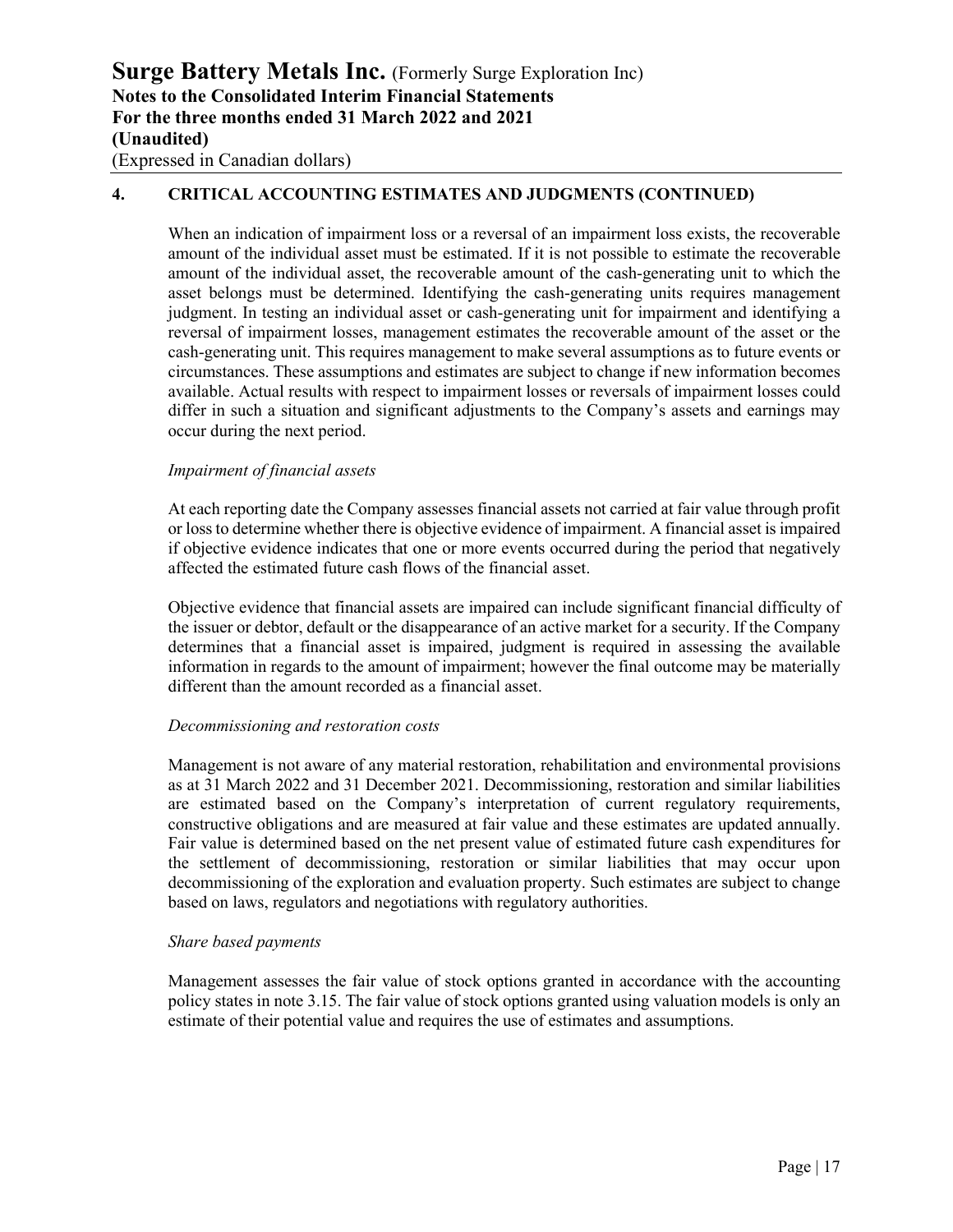## 4. CRITICAL ACCOUNTING ESTIMATES AND JUDGMENTS (CONTINUED)

When an indication of impairment loss or a reversal of an impairment loss exists, the recoverable amount of the individual asset must be estimated. If it is not possible to estimate the recoverable amount of the individual asset, the recoverable amount of the cash-generating unit to which the asset belongs must be determined. Identifying the cash-generating units requires management judgment. In testing an individual asset or cash-generating unit for impairment and identifying a reversal of impairment losses, management estimates the recoverable amount of the asset or the cash-generating unit. This requires management to make several assumptions as to future events or circumstances. These assumptions and estimates are subject to change if new information becomes available. Actual results with respect to impairment losses or reversals of impairment losses could differ in such a situation and significant adjustments to the Company's assets and earnings may occur during the next period.

*Impairment of financial assets*

At each reporting date the Company assesses financial assets not carried at fair value through profit or loss to determine whether there is objective evidence of impairment. A financial asset is impaired if objective evidence indicates that one or more events occurred during the period that negatively affected the estimated future cash flows of the financial asset.

Objective evidence that financial assets are impaired can include significant financial difficulty of the issuer or debtor, default or the disappearance of an active market for a security. If the Company determines that a financial asset is impaired, judgment is required in assessing the available information in regards to the amount of impairment; however the final outcome may be materially different than the amount recorded as a financial asset.

*Decommissioning and restoration costs*

Management is not aware of any material restoration, rehabilitation and environmental provisions as at 31 March 2022 and 31 December 2021. Decommissioning, restoration and similar liabilities are estimated based on the Company's interpretation of current regulatory requirements, constructive obligations and are measured at fair value and these estimates are updated annually. Fair value is determined based on the net present value of estimated future cash expenditures for the settlement of decommissioning, restoration or similar liabilities that may occur upon decommissioning of the exploration and evaluation property. Such estimates are subject to change based on laws, regulators and negotiations with regulatory authorities.

*Share based payments*

Management assesses the fair value of stock options granted in accordance with the accounting policy states in note 3.15. The fair value of stock options granted using valuation models is only an estimate of their potential value and requires the use of estimates and assumptions.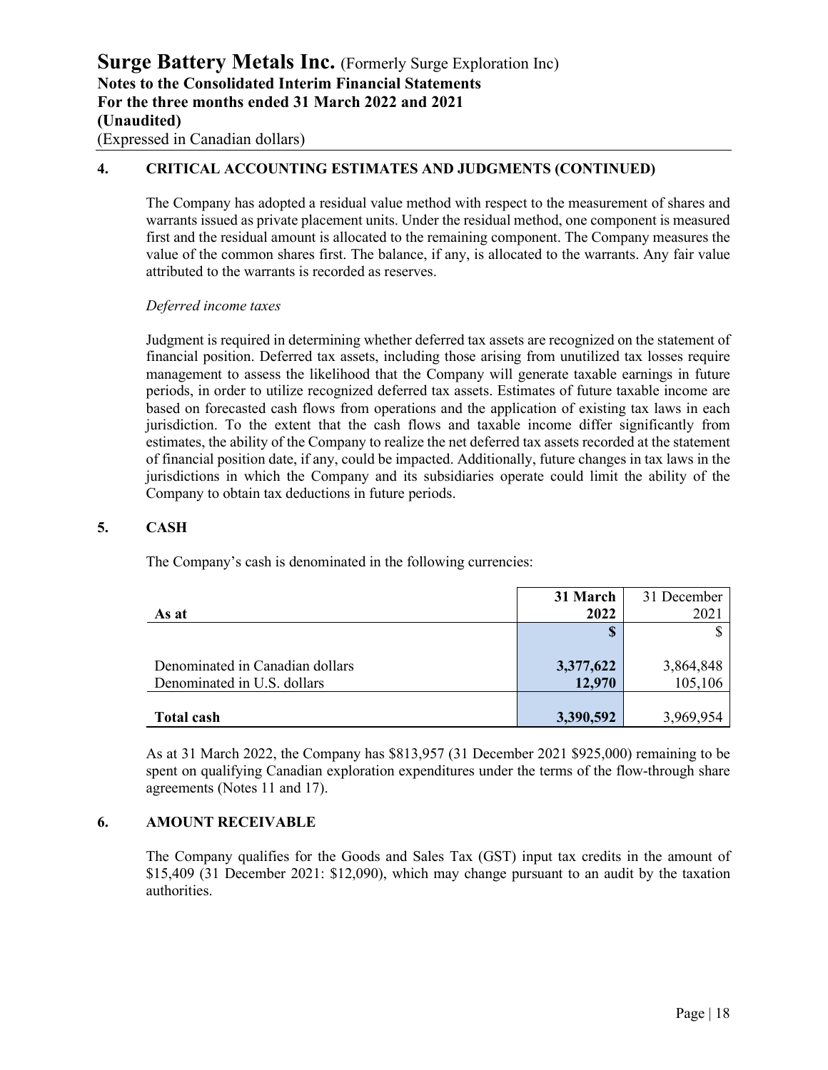## 4. CRITICAL ACCOUNTING ESTIMATES AND JUDGMENTS (CONTINUED)

The Company has adopted a residual value method with respect to the measurement of shares and warrants issued as private placement units. Under the residual method, one component is measured first and the residual amount is allocated to the remaining component. The Company measures the value of the common shares first. The balance, if any, is allocated to the warrants. Any fair value attributed to the warrants is recorded as reserves.

*Deferred income taxes*

Judgment is required in determining whether deferred tax assets are recognized on the statement of financial position. Deferred tax assets, including those arising from unutilized tax losses require management to assess the likelihood that the Company will generate taxable earnings in future periods, in order to utilize recognized deferred tax assets. Estimates of future taxable income are based on forecasted cash flows from operations and the application of existing tax laws in each jurisdiction. To the extent that the cash flows and taxable income differ significantly from estimates, the ability of the Company to realize the net deferred tax assets recorded at the statement of financial position date, if any, could be impacted. Additionally, future changes in tax laws in the jurisdictions in which the Company and its subsidiaries operate could limit the ability of the Company to obtain tax deductions in future periods.

## 5. CASH

The Company's cash is denominated in the following currencies:

| As at | **31 March 2022** | 31 December 2021 |
|---|---|---|
| | **$** | $ |
| Denominated in Canadian dollars | **3,377,622** | 3,864,848 |
| Denominated in U.S. dollars | **12,970** | 105,106 |
| **Total cash** | **3,390,592** | 3,969,954 |

As at 31 March 2022, the Company has $813,957 (31 December 2021 $925,000) remaining to be spent on qualifying Canadian exploration expenditures under the terms of the flow-through share agreements (Notes 11 and 17).

## 6. AMOUNT RECEIVABLE

The Company qualifies for the Goods and Sales Tax (GST) input tax credits in the amount of $15,409 (31 December 2021: $12,090), which may change pursuant to an audit by the taxation authorities.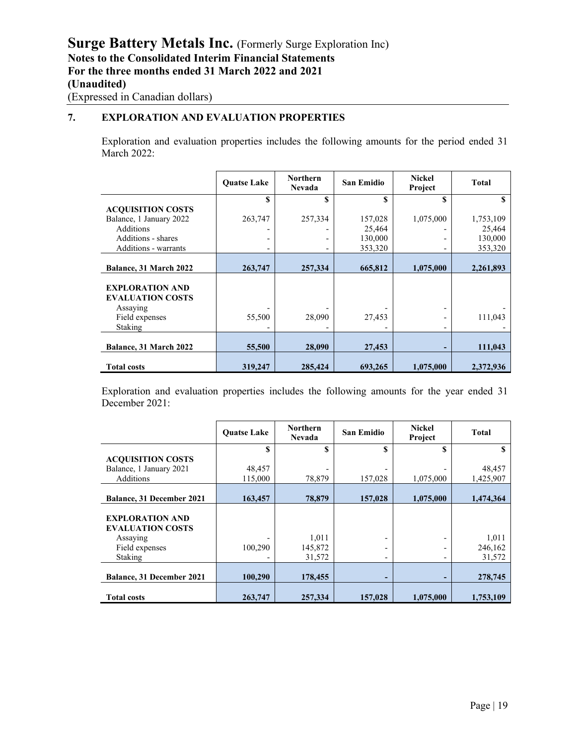## 7. EXPLORATION AND EVALUATION PROPERTIES

Exploration and evaluation properties includes the following amounts for the period ended 31 March 2022:

| | Quatse Lake | Northern Nevada | San Emidio | Nickel Project | Total |
|---|---|---|---|---|---|
| | $ | $ | $ | $ | $ |
| **ACQUISITION COSTS** | | | | | |
| Balance, 1 January 2022 | 263,747 | 257,334 | 157,028 | 1,075,000 | 1,753,109 |
| Additions | - | - | 25,464 | - | 25,464 |
| Additions - shares | - | - | 130,000 | - | 130,000 |
| Additions - warrants | - | - | 353,320 | - | 353,320 |
| **Balance, 31 March 2022** | **263,747** | **257,334** | **665,812** | **1,075,000** | **2,261,893** |
| **EXPLORATION AND EVALUATION COSTS** | | | | | |
| Assaying | - | - | - | - | - |
| Field expenses | 55,500 | 28,090 | 27,453 | - | 111,043 |
| Staking | - | - | - | - | - |
| **Balance, 31 March 2022** | **55,500** | **28,090** | **27,453** | **-** | **111,043** |
| **Total costs** | **319,247** | **285,424** | **693,265** | **1,075,000** | **2,372,936** |

Exploration and evaluation properties includes the following amounts for the year ended 31 December 2021:

| | Quatse Lake | Northern Nevada | San Emidio | Nickel Project | Total |
|---|---|---|---|---|---|
| | $ | $ | $ | $ | $ |
| **ACQUISITION COSTS** | | | | | |
| Balance, 1 January 2021 | 48,457 | - | - | - | 48,457 |
| Additions | 115,000 | 78,879 | 157,028 | 1,075,000 | 1,425,907 |
| **Balance, 31 December 2021** | **163,457** | **78,879** | **157,028** | **1,075,000** | **1,474,364** |
| **EXPLORATION AND EVALUATION COSTS** | | | | | |
| Assaying | - | 1,011 | - | - | 1,011 |
| Field expenses | 100,290 | 145,872 | - | - | 246,162 |
| Staking | - | 31,572 | - | - | 31,572 |
| **Balance, 31 December 2021** | **100,290** | **178,455** | **-** | **-** | **278,745** |
| **Total costs** | **263,747** | **257,334** | **157,028** | **1,075,000** | **1,753,109** |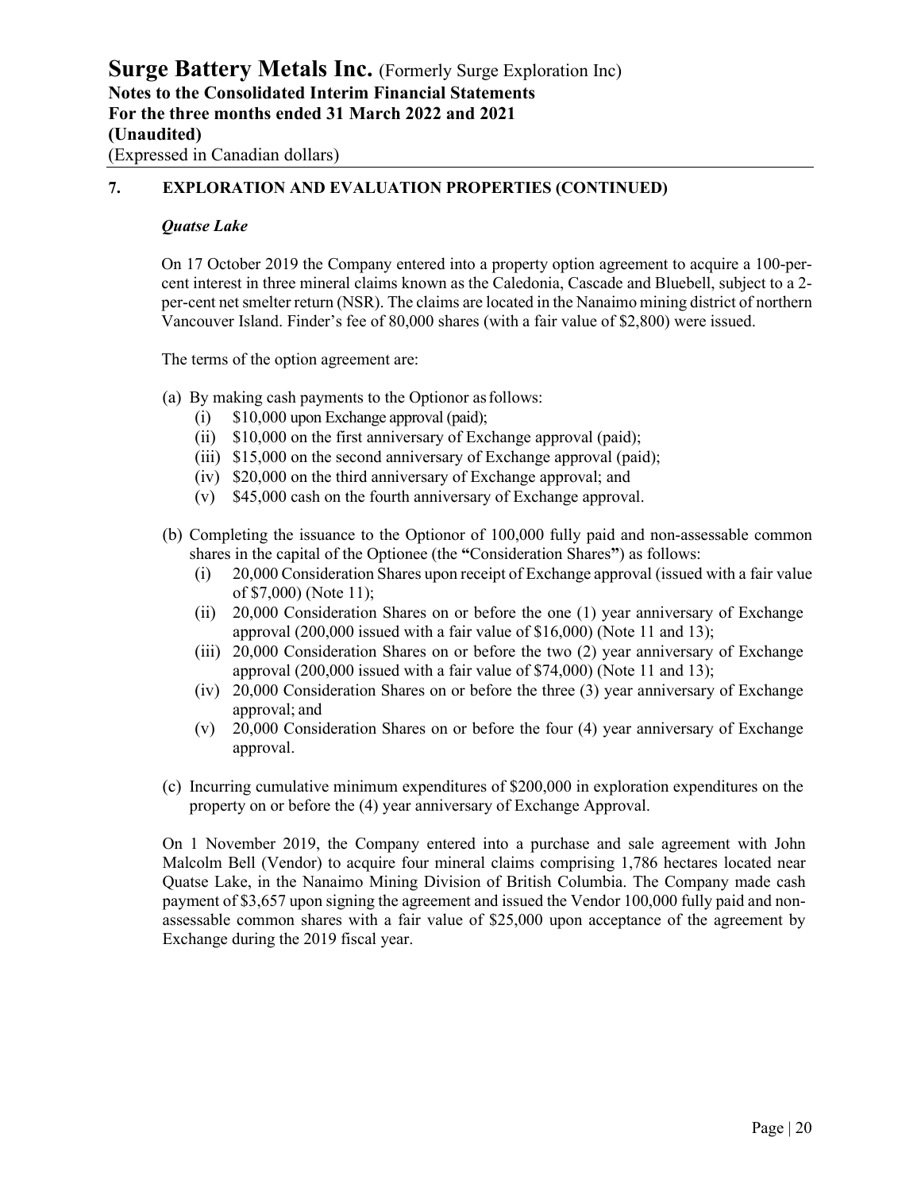## 7. EXPLORATION AND EVALUATION PROPERTIES (CONTINUED)

### *Quatse Lake*

On 17 October 2019 the Company entered into a property option agreement to acquire a 100-per-cent interest in three mineral claims known as the Caledonia, Cascade and Bluebell, subject to a 2-per-cent net smelter return (NSR). The claims are located in the Nanaimo mining district of northern Vancouver Island. Finder's fee of 80,000 shares (with a fair value of $2,800) were issued.

The terms of the option agreement are:

(a) By making cash payments to the Optionor as follows:
   - (i) $10,000 upon Exchange approval (paid);
   - (ii) $10,000 on the first anniversary of Exchange approval (paid);
   - (iii) $15,000 on the second anniversary of Exchange approval (paid);
   - (iv) $20,000 on the third anniversary of Exchange approval; and
   - (v) $45,000 cash on the fourth anniversary of Exchange approval.

(b) Completing the issuance to the Optionor of 100,000 fully paid and non-assessable common shares in the capital of the Optionee (the **"**Consideration Shares**"**) as follows:
   - (i) 20,000 Consideration Shares upon receipt of Exchange approval (issued with a fair value of $7,000) (Note 11);
   - (ii) 20,000 Consideration Shares on or before the one (1) year anniversary of Exchange approval (200,000 issued with a fair value of $16,000) (Note 11 and 13);
   - (iii) 20,000 Consideration Shares on or before the two (2) year anniversary of Exchange approval (200,000 issued with a fair value of $74,000) (Note 11 and 13);
   - (iv) 20,000 Consideration Shares on or before the three (3) year anniversary of Exchange approval; and
   - (v) 20,000 Consideration Shares on or before the four (4) year anniversary of Exchange approval.

(c) Incurring cumulative minimum expenditures of $200,000 in exploration expenditures on the property on or before the (4) year anniversary of Exchange Approval.

On 1 November 2019, the Company entered into a purchase and sale agreement with John Malcolm Bell (Vendor) to acquire four mineral claims comprising 1,786 hectares located near Quatse Lake, in the Nanaimo Mining Division of British Columbia. The Company made cash payment of $3,657 upon signing the agreement and issued the Vendor 100,000 fully paid and non-assessable common shares with a fair value of $25,000 upon acceptance of the agreement by Exchange during the 2019 fiscal year.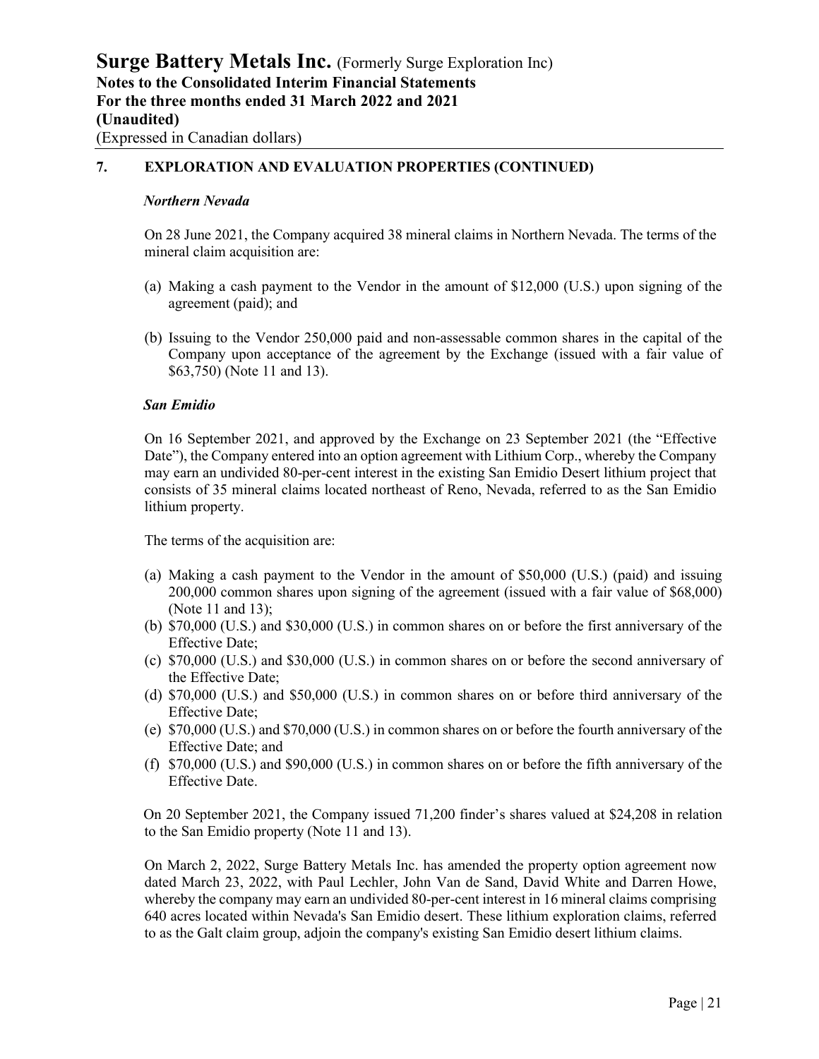## 7. EXPLORATION AND EVALUATION PROPERTIES (CONTINUED)

***Northern Nevada***

On 28 June 2021, the Company acquired 38 mineral claims in Northern Nevada. The terms of the mineral claim acquisition are:

(a) Making a cash payment to the Vendor in the amount of $12,000 (U.S.) upon signing of the agreement (paid); and

(b) Issuing to the Vendor 250,000 paid and non-assessable common shares in the capital of the Company upon acceptance of the agreement by the Exchange (issued with a fair value of $63,750) (Note 11 and 13).

***San Emidio***

On 16 September 2021, and approved by the Exchange on 23 September 2021 (the "Effective Date"), the Company entered into an option agreement with Lithium Corp., whereby the Company may earn an undivided 80-per-cent interest in the existing San Emidio Desert lithium project that consists of 35 mineral claims located northeast of Reno, Nevada, referred to as the San Emidio lithium property.

The terms of the acquisition are:

(a) Making a cash payment to the Vendor in the amount of $50,000 (U.S.) (paid) and issuing 200,000 common shares upon signing of the agreement (issued with a fair value of $68,000) (Note 11 and 13);
(b) $70,000 (U.S.) and $30,000 (U.S.) in common shares on or before the first anniversary of the Effective Date;
(c) $70,000 (U.S.) and $30,000 (U.S.) in common shares on or before the second anniversary of the Effective Date;
(d) $70,000 (U.S.) and $50,000 (U.S.) in common shares on or before third anniversary of the Effective Date;
(e) $70,000 (U.S.) and $70,000 (U.S.) in common shares on or before the fourth anniversary of the Effective Date; and
(f) $70,000 (U.S.) and $90,000 (U.S.) in common shares on or before the fifth anniversary of the Effective Date.

On 20 September 2021, the Company issued 71,200 finder's shares valued at $24,208 in relation to the San Emidio property (Note 11 and 13).

On March 2, 2022, Surge Battery Metals Inc. has amended the property option agreement now dated March 23, 2022, with Paul Lechler, John Van de Sand, David White and Darren Howe, whereby the company may earn an undivided 80-per-cent interest in 16 mineral claims comprising 640 acres located within Nevada's San Emidio desert. These lithium exploration claims, referred to as the Galt claim group, adjoin the company's existing San Emidio desert lithium claims.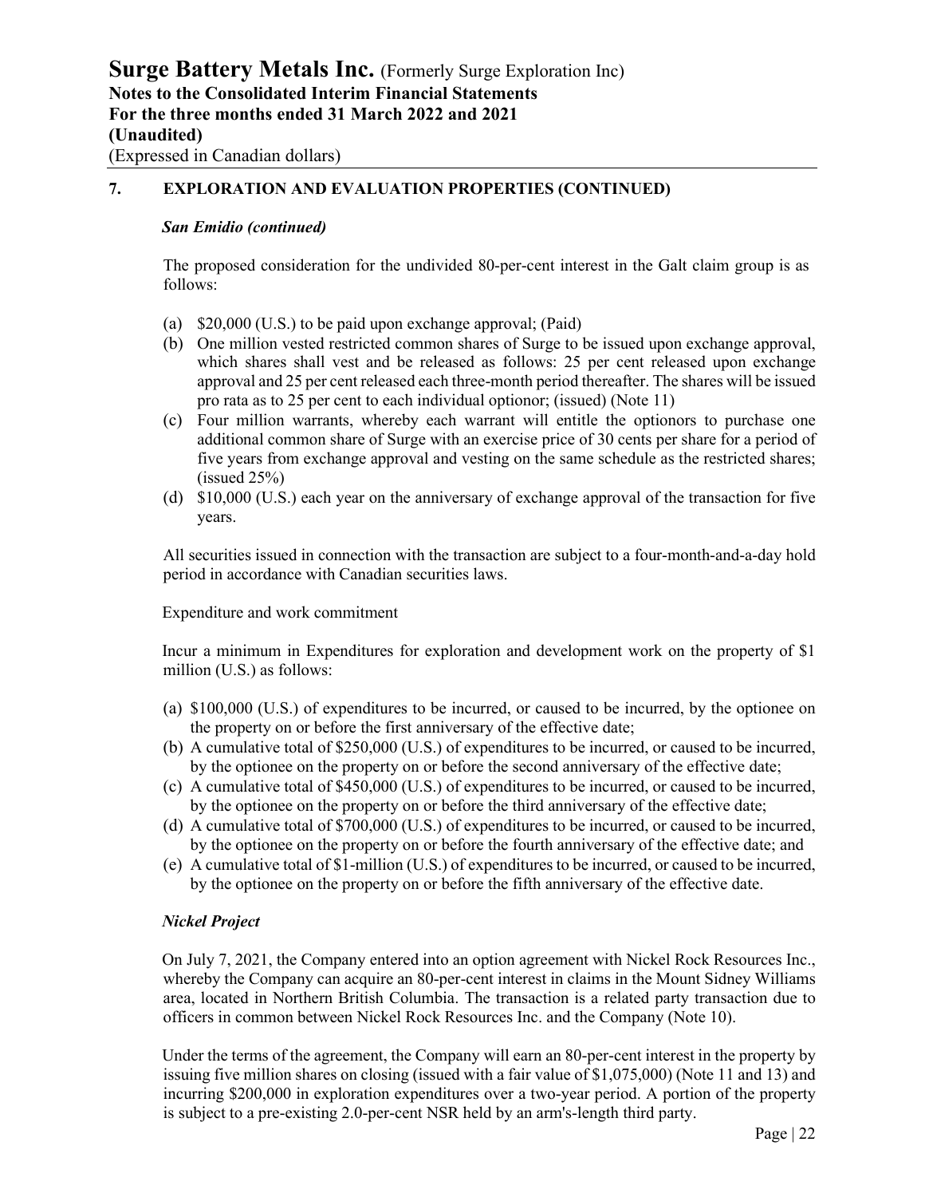## 7. EXPLORATION AND EVALUATION PROPERTIES (CONTINUED)

***San Emidio (continued)***

The proposed consideration for the undivided 80-per-cent interest in the Galt claim group is as follows:

(a) $20,000 (U.S.) to be paid upon exchange approval; (Paid)
(b) One million vested restricted common shares of Surge to be issued upon exchange approval, which shares shall vest and be released as follows: 25 per cent released upon exchange approval and 25 per cent released each three-month period thereafter. The shares will be issued pro rata as to 25 per cent to each individual optionor; (issued) (Note 11)
(c) Four million warrants, whereby each warrant will entitle the optionors to purchase one additional common share of Surge with an exercise price of 30 cents per share for a period of five years from exchange approval and vesting on the same schedule as the restricted shares; (issued 25%)
(d) $10,000 (U.S.) each year on the anniversary of exchange approval of the transaction for five years.

All securities issued in connection with the transaction are subject to a four-month-and-a-day hold period in accordance with Canadian securities laws.

Expenditure and work commitment

Incur a minimum in Expenditures for exploration and development work on the property of $1 million (U.S.) as follows:

(a) $100,000 (U.S.) of expenditures to be incurred, or caused to be incurred, by the optionee on the property on or before the first anniversary of the effective date;
(b) A cumulative total of $250,000 (U.S.) of expenditures to be incurred, or caused to be incurred, by the optionee on the property on or before the second anniversary of the effective date;
(c) A cumulative total of $450,000 (U.S.) of expenditures to be incurred, or caused to be incurred, by the optionee on the property on or before the third anniversary of the effective date;
(d) A cumulative total of $700,000 (U.S.) of expenditures to be incurred, or caused to be incurred, by the optionee on the property on or before the fourth anniversary of the effective date; and
(e) A cumulative total of $1-million (U.S.) of expenditures to be incurred, or caused to be incurred, by the optionee on the property on or before the fifth anniversary of the effective date.

***Nickel Project***

On July 7, 2021, the Company entered into an option agreement with Nickel Rock Resources Inc., whereby the Company can acquire an 80-per-cent interest in claims in the Mount Sidney Williams area, located in Northern British Columbia. The transaction is a related party transaction due to officers in common between Nickel Rock Resources Inc. and the Company (Note 10).

Under the terms of the agreement, the Company will earn an 80-per-cent interest in the property by issuing five million shares on closing (issued with a fair value of $1,075,000) (Note 11 and 13) and incurring $200,000 in exploration expenditures over a two-year period. A portion of the property is subject to a pre-existing 2.0-per-cent NSR held by an arm's-length third party.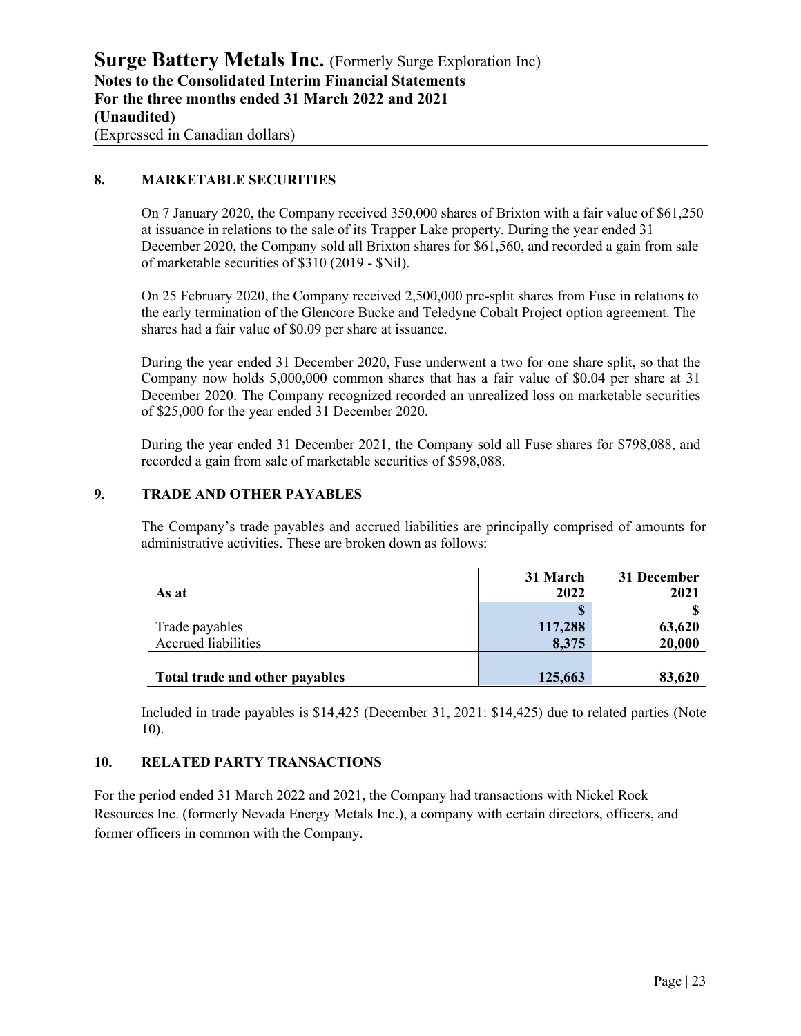## 8. MARKETABLE SECURITIES

On 7 January 2020, the Company received 350,000 shares of Brixton with a fair value of $61,250 at issuance in relations to the sale of its Trapper Lake property. During the year ended 31 December 2020, the Company sold all Brixton shares for $61,560, and recorded a gain from sale of marketable securities of $310 (2019 - $Nil).

On 25 February 2020, the Company received 2,500,000 pre-split shares from Fuse in relations to the early termination of the Glencore Bucke and Teledyne Cobalt Project option agreement. The shares had a fair value of $0.09 per share at issuance.

During the year ended 31 December 2020, Fuse underwent a two for one share split, so that the Company now holds 5,000,000 common shares that has a fair value of $0.04 per share at 31 December 2020. The Company recognized recorded an unrealized loss on marketable securities of $25,000 for the year ended 31 December 2020.

During the year ended 31 December 2021, the Company sold all Fuse shares for $798,088, and recorded a gain from sale of marketable securities of $598,088.

## 9. TRADE AND OTHER PAYABLES

The Company's trade payables and accrued liabilities are principally comprised of amounts for administrative activities. These are broken down as follows:

| As at | 31 March 2022 | 31 December 2021 |
|---|---|---|
| | $ | $ |
| Trade payables | 117,288 | 63,620 |
| Accrued liabilities | 8,375 | 20,000 |
| **Total trade and other payables** | **125,663** | **83,620** |

Included in trade payables is $14,425 (December 31, 2021: $14,425) due to related parties (Note 10).

## 10. RELATED PARTY TRANSACTIONS

For the period ended 31 March 2022 and 2021, the Company had transactions with Nickel Rock Resources Inc. (formerly Nevada Energy Metals Inc.), a company with certain directors, officers, and former officers in common with the Company.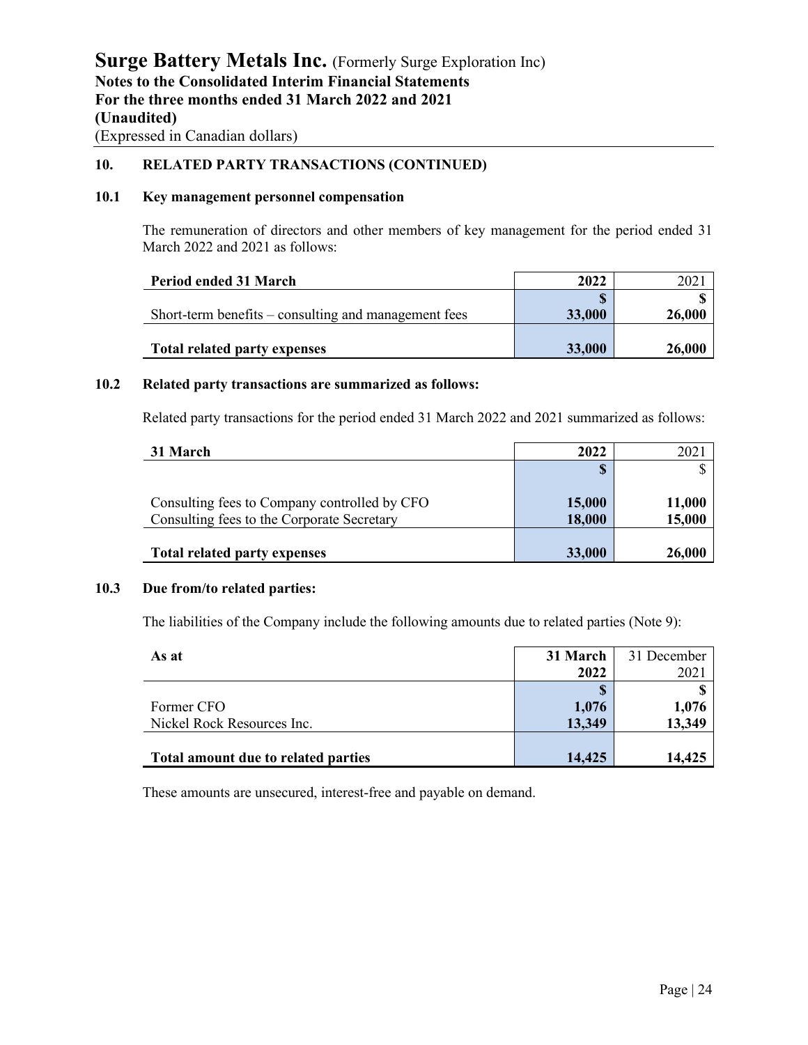## 10. RELATED PARTY TRANSACTIONS (CONTINUED)

### 10.1 Key management personnel compensation

The remuneration of directors and other members of key management for the period ended 31 March 2022 and 2021 as follows:

| Period ended 31 March | 2022 | 2021 |
|---|---|---|
| | $ | $ |
| Short-term benefits – consulting and management fees | 33,000 | 26,000 |
| **Total related party expenses** | **33,000** | **26,000** |

### 10.2 Related party transactions are summarized as follows:

Related party transactions for the period ended 31 March 2022 and 2021 summarized as follows:

| 31 March | 2022 | 2021 |
|---|---|---|
| | $ | $ |
| Consulting fees to Company controlled by CFO | 15,000 | 11,000 |
| Consulting fees to the Corporate Secretary | 18,000 | 15,000 |
| **Total related party expenses** | **33,000** | **26,000** |

### 10.3 Due from/to related parties:

The liabilities of the Company include the following amounts due to related parties (Note 9):

| As at | 31 March 2022 | 31 December 2021 |
|---|---|---|
| | $ | $ |
| Former CFO | 1,076 | 1,076 |
| Nickel Rock Resources Inc. | 13,349 | 13,349 |
| **Total amount due to related parties** | **14,425** | **14,425** |

These amounts are unsecured, interest-free and payable on demand.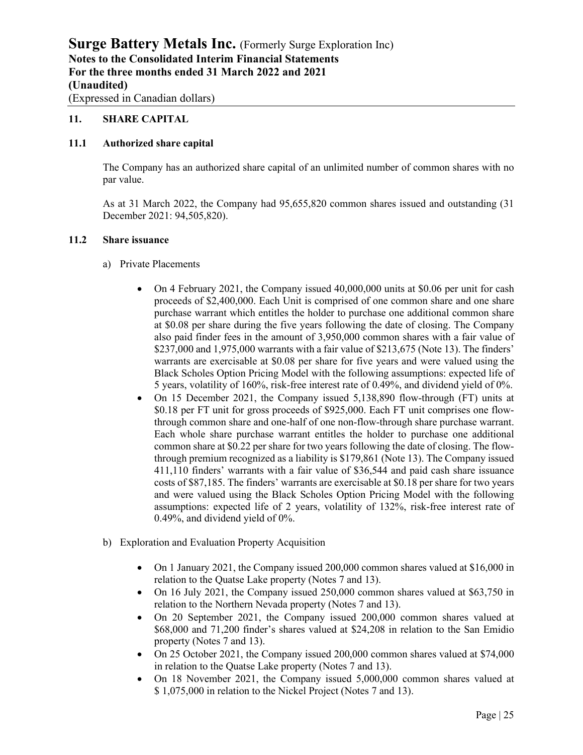## 11. SHARE CAPITAL

### 11.1 Authorized share capital

The Company has an authorized share capital of an unlimited number of common shares with no par value.

As at 31 March 2022, the Company had 95,655,820 common shares issued and outstanding (31 December 2021: 94,505,820).

### 11.2 Share issuance

a) Private Placements

- On 4 February 2021, the Company issued 40,000,000 units at $0.06 per unit for cash proceeds of $2,400,000. Each Unit is comprised of one common share and one share purchase warrant which entitles the holder to purchase one additional common share at $0.08 per share during the five years following the date of closing. The Company also paid finder fees in the amount of 3,950,000 common shares with a fair value of $237,000 and 1,975,000 warrants with a fair value of $213,675 (Note 13). The finders' warrants are exercisable at $0.08 per share for five years and were valued using the Black Scholes Option Pricing Model with the following assumptions: expected life of 5 years, volatility of 160%, risk-free interest rate of 0.49%, and dividend yield of 0%.
- On 15 December 2021, the Company issued 5,138,890 flow-through (FT) units at $0.18 per FT unit for gross proceeds of $925,000. Each FT unit comprises one flow-through common share and one-half of one non-flow-through share purchase warrant. Each whole share purchase warrant entitles the holder to purchase one additional common share at $0.22 per share for two years following the date of closing. The flow-through premium recognized as a liability is $179,861 (Note 13). The Company issued 411,110 finders' warrants with a fair value of $36,544 and paid cash share issuance costs of $87,185. The finders' warrants are exercisable at $0.18 per share for two years and were valued using the Black Scholes Option Pricing Model with the following assumptions: expected life of 2 years, volatility of 132%, risk-free interest rate of 0.49%, and dividend yield of 0%.

b) Exploration and Evaluation Property Acquisition

- On 1 January 2021, the Company issued 200,000 common shares valued at $16,000 in relation to the Quatse Lake property (Notes 7 and 13).
- On 16 July 2021, the Company issued 250,000 common shares valued at $63,750 in relation to the Northern Nevada property (Notes 7 and 13).
- On 20 September 2021, the Company issued 200,000 common shares valued at $68,000 and 71,200 finder's shares valued at $24,208 in relation to the San Emidio property (Notes 7 and 13).
- On 25 October 2021, the Company issued 200,000 common shares valued at $74,000 in relation to the Quatse Lake property (Notes 7 and 13).
- On 18 November 2021, the Company issued 5,000,000 common shares valued at $ 1,075,000 in relation to the Nickel Project (Notes 7 and 13).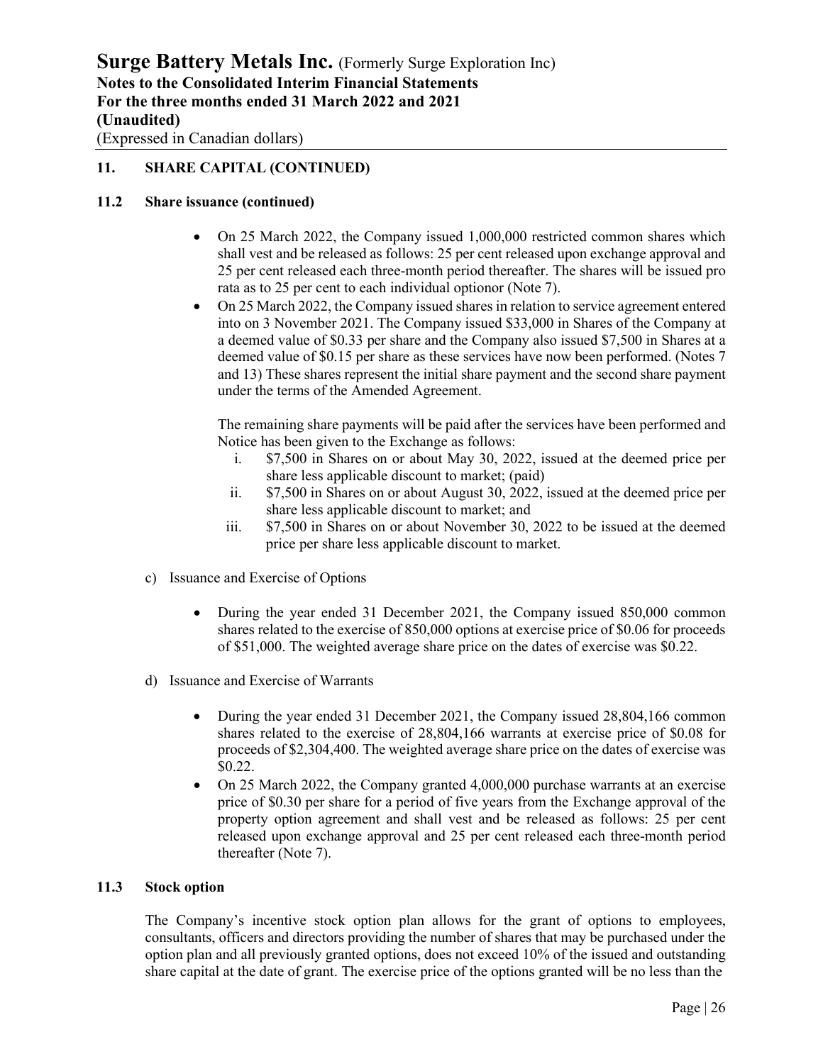## 11. SHARE CAPITAL (CONTINUED)

### 11.2 Share issuance (continued)

- On 25 March 2022, the Company issued 1,000,000 restricted common shares which shall vest and be released as follows: 25 per cent released upon exchange approval and 25 per cent released each three-month period thereafter. The shares will be issued pro rata as to 25 per cent to each individual optionor (Note 7).
- On 25 March 2022, the Company issued shares in relation to service agreement entered into on 3 November 2021. The Company issued $33,000 in Shares of the Company at a deemed value of $0.33 per share and the Company also issued $7,500 in Shares at a deemed value of $0.15 per share as these services have now been performed. (Notes 7 and 13) These shares represent the initial share payment and the second share payment under the terms of the Amended Agreement.

  The remaining share payments will be paid after the services have been performed and Notice has been given to the Exchange as follows:

  i. $7,500 in Shares on or about May 30, 2022, issued at the deemed price per share less applicable discount to market; (paid)
  ii. $7,500 in Shares on or about August 30, 2022, issued at the deemed price per share less applicable discount to market; and
  iii. $7,500 in Shares on or about November 30, 2022 to be issued at the deemed price per share less applicable discount to market.

c) Issuance and Exercise of Options

- During the year ended 31 December 2021, the Company issued 850,000 common shares related to the exercise of 850,000 options at exercise price of $0.06 for proceeds of $51,000. The weighted average share price on the dates of exercise was $0.22.

d) Issuance and Exercise of Warrants

- During the year ended 31 December 2021, the Company issued 28,804,166 common shares related to the exercise of 28,804,166 warrants at exercise price of $0.08 for proceeds of $2,304,400. The weighted average share price on the dates of exercise was $0.22.
- On 25 March 2022, the Company granted 4,000,000 purchase warrants at an exercise price of $0.30 per share for a period of five years from the Exchange approval of the property option agreement and shall vest and be released as follows: 25 per cent released upon exchange approval and 25 per cent released each three-month period thereafter (Note 7).

### 11.3 Stock option

The Company's incentive stock option plan allows for the grant of options to employees, consultants, officers and directors providing the number of shares that may be purchased under the option plan and all previously granted options, does not exceed 10% of the issued and outstanding share capital at the date of grant. The exercise price of the options granted will be no less than the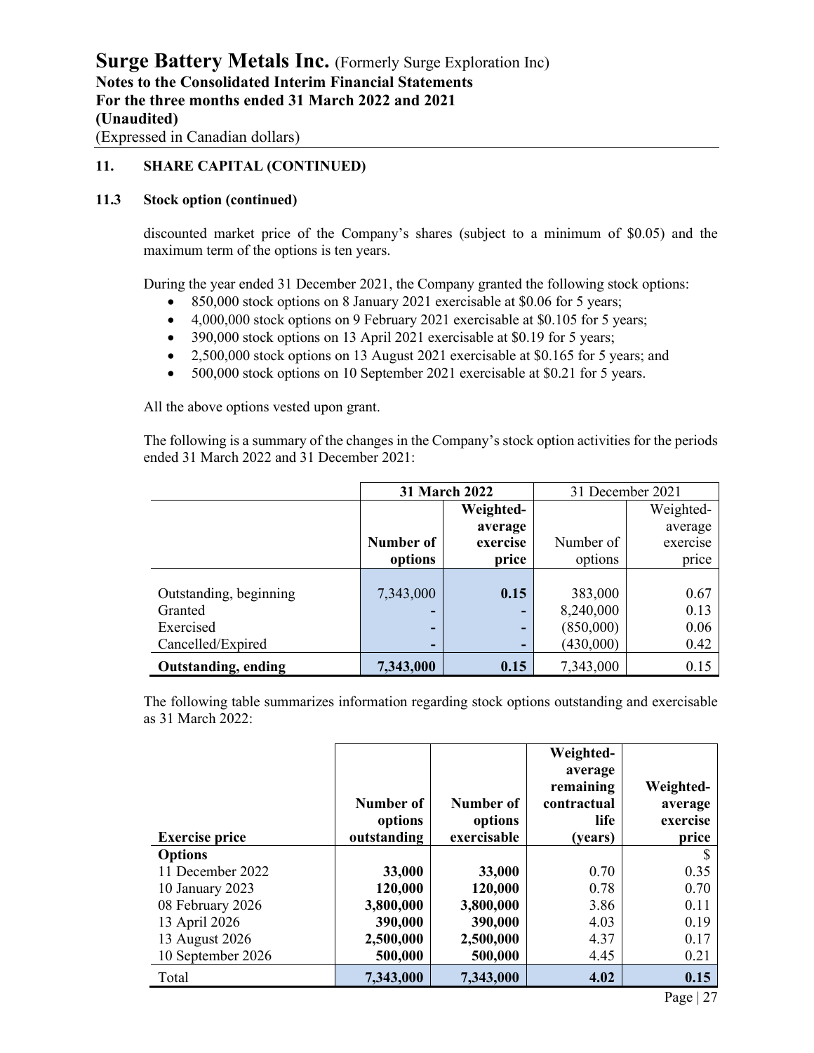# Surge Battery Metals Inc. (Formerly Surge Exploration Inc)
**Notes to the Consolidated Interim Financial Statements**
**For the three months ended 31 March 2022 and 2021**
**(Unaudited)**
(Expressed in Canadian dollars)

## 11. SHARE CAPITAL (CONTINUED)

### 11.3 Stock option (continued)

discounted market price of the Company's shares (subject to a minimum of $0.05) and the maximum term of the options is ten years.

During the year ended 31 December 2021, the Company granted the following stock options:

- 850,000 stock options on 8 January 2021 exercisable at $0.06 for 5 years;
- 4,000,000 stock options on 9 February 2021 exercisable at $0.105 for 5 years;
- 390,000 stock options on 13 April 2021 exercisable at $0.19 for 5 years;
- 2,500,000 stock options on 13 August 2021 exercisable at $0.165 for 5 years; and
- 500,000 stock options on 10 September 2021 exercisable at $0.21 for 5 years.

All the above options vested upon grant.

The following is a summary of the changes in the Company's stock option activities for the periods ended 31 March 2022 and 31 December 2021:

| | **31 March 2022** | | 31 December 2021 | |
|---|---|---|---|---|
| | **Number of options** | **Weighted-average exercise price** | Number of options | Weighted-average exercise price |
| Outstanding, beginning | 7,343,000 | **0.15** | 383,000 | 0.67 |
| Granted | **-** | **-** | 8,240,000 | 0.13 |
| Exercised | **-** | **-** | (850,000) | 0.06 |
| Cancelled/Expired | **-** | **-** | (430,000) | 0.42 |
| **Outstanding, ending** | **7,343,000** | **0.15** | 7,343,000 | 0.15 |

The following table summarizes information regarding stock options outstanding and exercisable as 31 March 2022:

| **Exercise price** | **Number of options outstanding** | **Number of options exercisable** | **Weighted-average remaining contractual life (years)** | **Weighted-average exercise price** |
|---|---|---|---|---|
| **Options** | | | | $ |
| 11 December 2022 | **33,000** | **33,000** | 0.70 | 0.35 |
| 10 January 2023 | **120,000** | **120,000** | 0.78 | 0.70 |
| 08 February 2026 | **3,800,000** | **3,800,000** | 3.86 | 0.11 |
| 13 April 2026 | **390,000** | **390,000** | 4.03 | 0.19 |
| 13 August 2026 | **2,500,000** | **2,500,000** | 4.37 | 0.17 |
| 10 September 2026 | **500,000** | **500,000** | 4.45 | 0.21 |
| Total | **7,343,000** | **7,343,000** | **4.02** | **0.15** |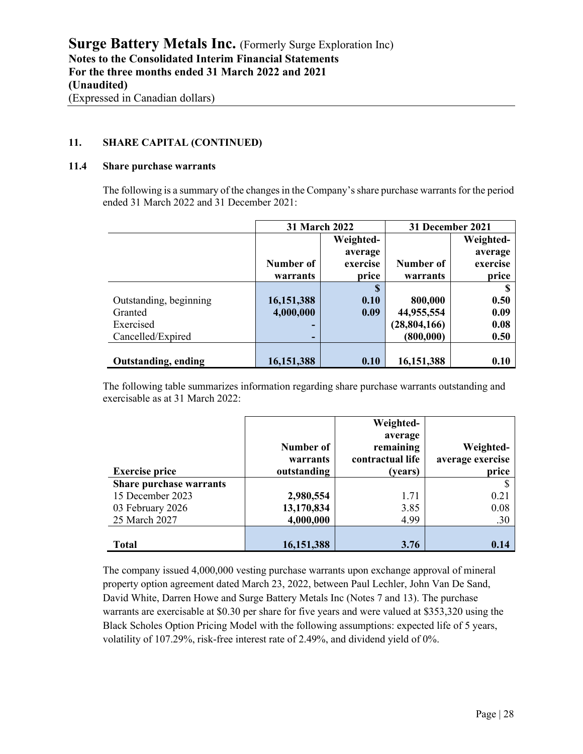## 11. SHARE CAPITAL (CONTINUED)

### 11.4 Share purchase warrants

The following is a summary of the changes in the Company's share purchase warrants for the period ended 31 March 2022 and 31 December 2021:

| | 31 March 2022 | | 31 December 2021 | |
|---|---|---|---|---|
| | Number of warrants | Weighted-average exercise price | Number of warrants | Weighted-average exercise price |
| | | $ | | $ |
| Outstanding, beginning | 16,151,388 | 0.10 | 800,000 | 0.50 |
| Granted | 4,000,000 | 0.09 | 44,955,554 | 0.09 |
| Exercised | - | | (28,804,166) | 0.08 |
| Cancelled/Expired | - | | (800,000) | 0.50 |
| **Outstanding, ending** | **16,151,388** | **0.10** | **16,151,388** | **0.10** |

The following table summarizes information regarding share purchase warrants outstanding and exercisable as at 31 March 2022:

| Exercise price | Number of warrants outstanding | Weighted-average remaining contractual life (years) | Weighted-average exercise price |
|---|---|---|---|
| **Share purchase warrants** | | | $ |
| 15 December 2023 | 2,980,554 | 1.71 | 0.21 |
| 03 February 2026 | 13,170,834 | 3.85 | 0.08 |
| 25 March 2027 | 4,000,000 | 4.99 | .30 |
| **Total** | **16,151,388** | **3.76** | **0.14** |

The company issued 4,000,000 vesting purchase warrants upon exchange approval of mineral property option agreement dated March 23, 2022, between Paul Lechler, John Van De Sand, David White, Darren Howe and Surge Battery Metals Inc (Notes 7 and 13). The purchase warrants are exercisable at $0.30 per share for five years and were valued at $353,320 using the Black Scholes Option Pricing Model with the following assumptions: expected life of 5 years, volatility of 107.29%, risk-free interest rate of 2.49%, and dividend yield of 0%.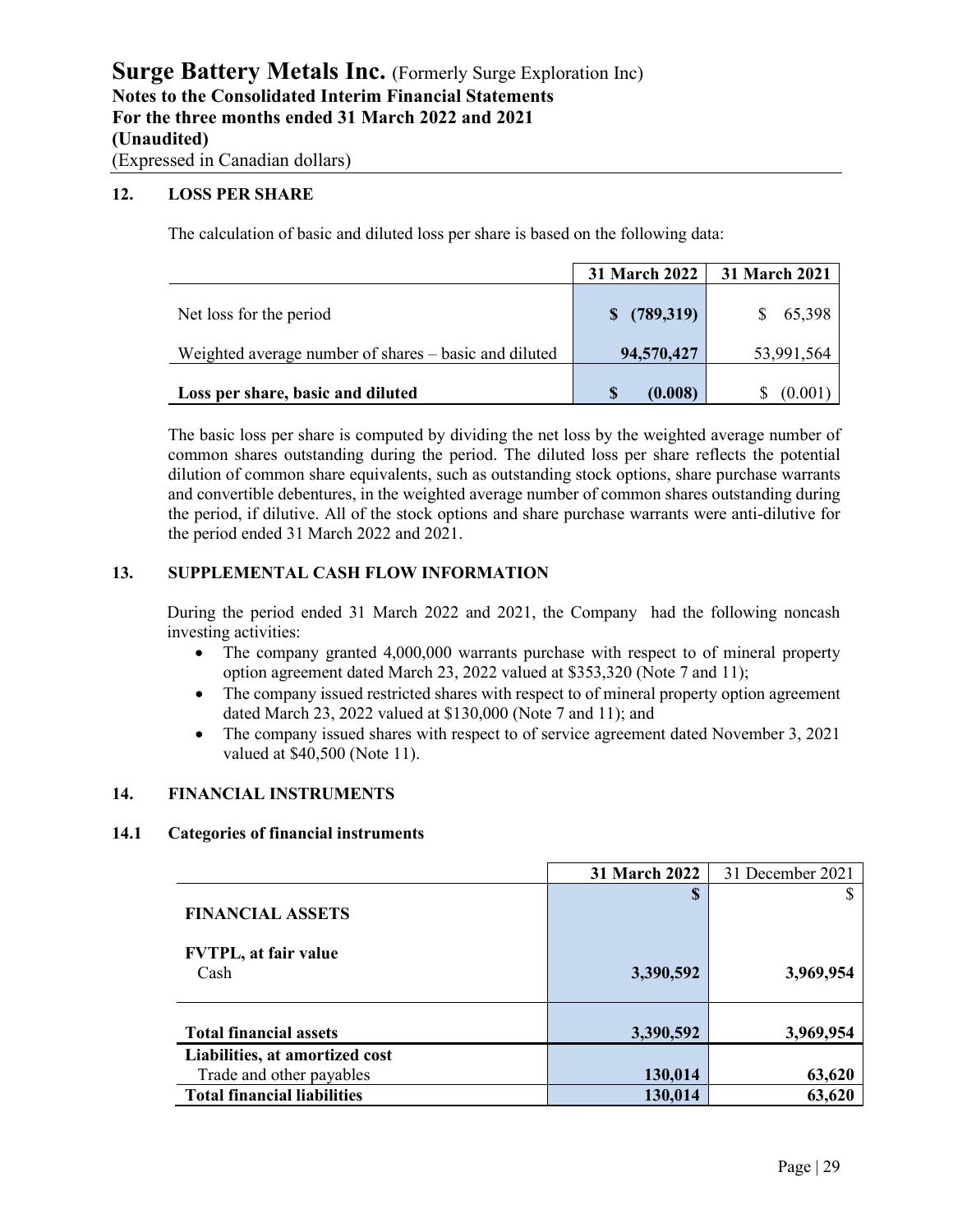## 12. LOSS PER SHARE

The calculation of basic and diluted loss per share is based on the following data:

| | 31 March 2022 | 31 March 2021 |
|---|---|---|
| Net loss for the period | $ (789,319) | $ 65,398 |
| Weighted average number of shares – basic and diluted | 94,570,427 | 53,991,564 |
| **Loss per share, basic and diluted** | **$ (0.008)** | $ (0.001) |

The basic loss per share is computed by dividing the net loss by the weighted average number of common shares outstanding during the period. The diluted loss per share reflects the potential dilution of common share equivalents, such as outstanding stock options, share purchase warrants and convertible debentures, in the weighted average number of common shares outstanding during the period, if dilutive. All of the stock options and share purchase warrants were anti-dilutive for the period ended 31 March 2022 and 2021.

## 13. SUPPLEMENTAL CASH FLOW INFORMATION

During the period ended 31 March 2022 and 2021, the Company had the following noncash investing activities:

- The company granted 4,000,000 warrants purchase with respect to of mineral property option agreement dated March 23, 2022 valued at $353,320 (Note 7 and 11);
- The company issued restricted shares with respect to of mineral property option agreement dated March 23, 2022 valued at $130,000 (Note 7 and 11); and
- The company issued shares with respect to of service agreement dated November 3, 2021 valued at $40,500 (Note 11).

## 14. FINANCIAL INSTRUMENTS

### 14.1 Categories of financial instruments

| | 31 March 2022 | 31 December 2021 |
|---|---|---|
| | $ | $ |
| **FINANCIAL ASSETS** | | |
| **FVTPL, at fair value** | | |
| Cash | 3,390,592 | 3,969,954 |
| **Total financial assets** | **3,390,592** | **3,969,954** |
| **Liabilities, at amortized cost** | | |
| Trade and other payables | 130,014 | 63,620 |
| **Total financial liabilities** | **130,014** | **63,620** |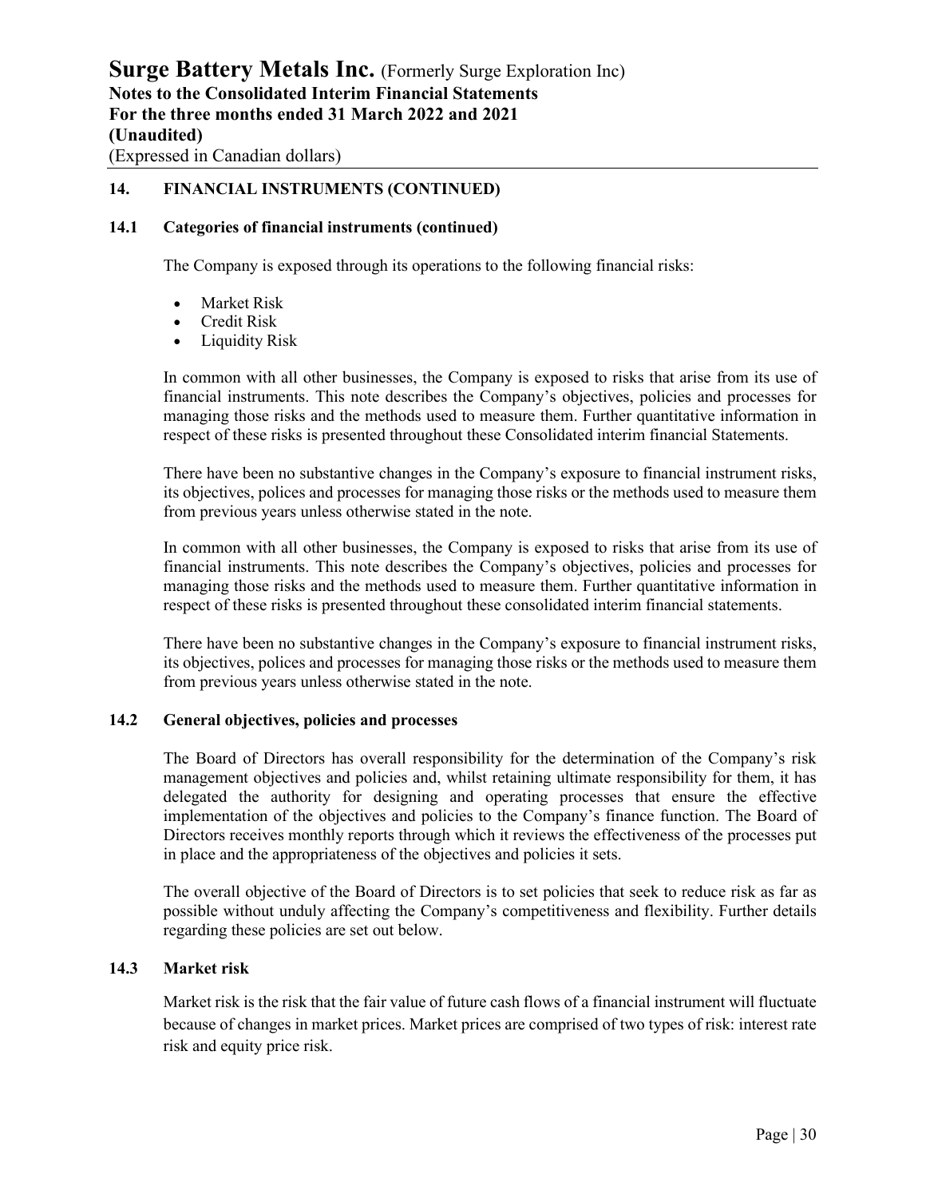## 14. FINANCIAL INSTRUMENTS (CONTINUED)

### 14.1 Categories of financial instruments (continued)

The Company is exposed through its operations to the following financial risks:

- Market Risk
- Credit Risk
- Liquidity Risk

In common with all other businesses, the Company is exposed to risks that arise from its use of financial instruments. This note describes the Company's objectives, policies and processes for managing those risks and the methods used to measure them. Further quantitative information in respect of these risks is presented throughout these Consolidated interim financial Statements.

There have been no substantive changes in the Company's exposure to financial instrument risks, its objectives, polices and processes for managing those risks or the methods used to measure them from previous years unless otherwise stated in the note.

In common with all other businesses, the Company is exposed to risks that arise from its use of financial instruments. This note describes the Company's objectives, policies and processes for managing those risks and the methods used to measure them. Further quantitative information in respect of these risks is presented throughout these consolidated interim financial statements.

There have been no substantive changes in the Company's exposure to financial instrument risks, its objectives, polices and processes for managing those risks or the methods used to measure them from previous years unless otherwise stated in the note.

### 14.2 General objectives, policies and processes

The Board of Directors has overall responsibility for the determination of the Company's risk management objectives and policies and, whilst retaining ultimate responsibility for them, it has delegated the authority for designing and operating processes that ensure the effective implementation of the objectives and policies to the Company's finance function. The Board of Directors receives monthly reports through which it reviews the effectiveness of the processes put in place and the appropriateness of the objectives and policies it sets.

The overall objective of the Board of Directors is to set policies that seek to reduce risk as far as possible without unduly affecting the Company's competitiveness and flexibility. Further details regarding these policies are set out below.

### 14.3 Market risk

Market risk is the risk that the fair value of future cash flows of a financial instrument will fluctuate because of changes in market prices. Market prices are comprised of two types of risk: interest rate risk and equity price risk.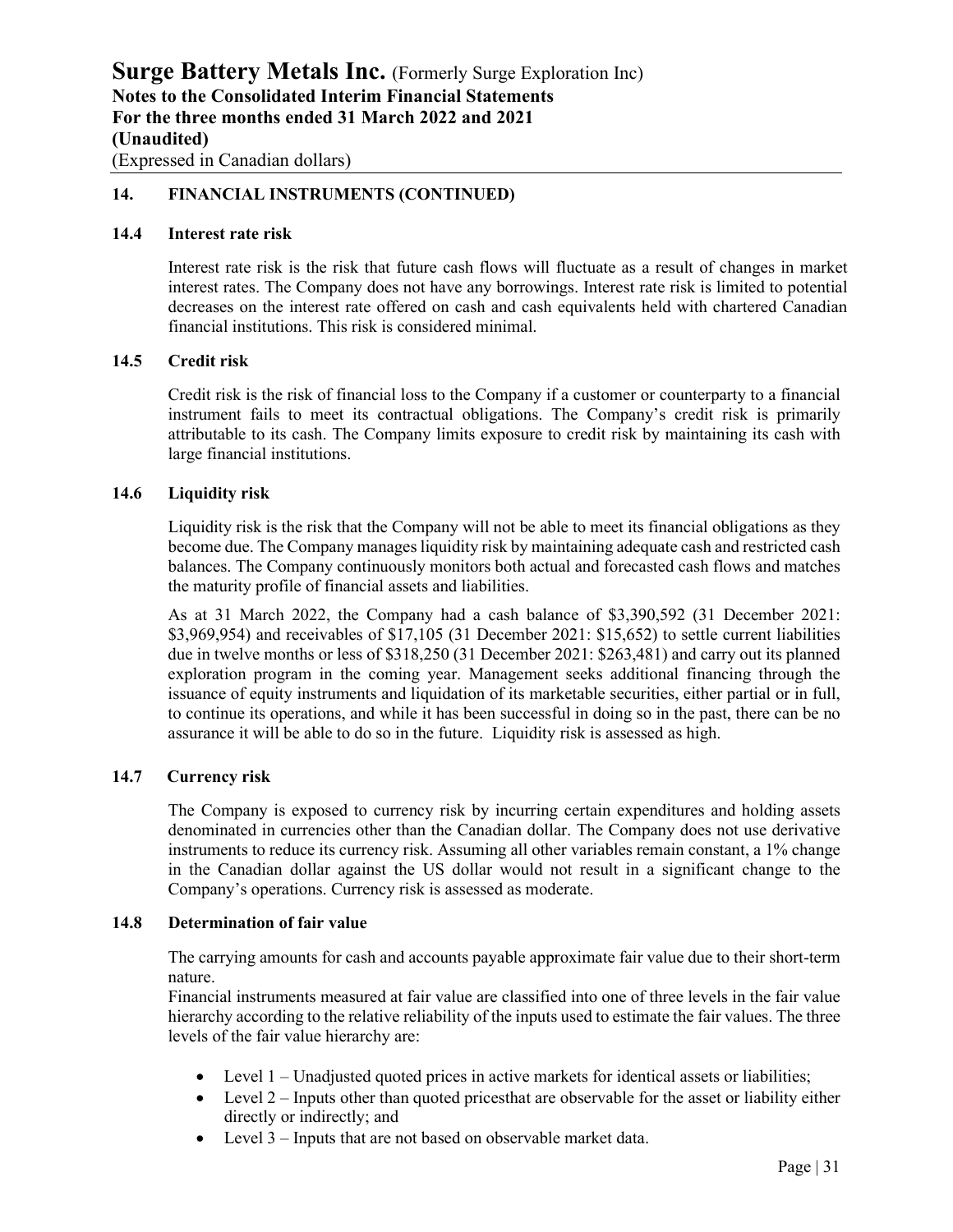## 14. FINANCIAL INSTRUMENTS (CONTINUED)

### 14.4 Interest rate risk

Interest rate risk is the risk that future cash flows will fluctuate as a result of changes in market interest rates. The Company does not have any borrowings. Interest rate risk is limited to potential decreases on the interest rate offered on cash and cash equivalents held with chartered Canadian financial institutions. This risk is considered minimal.

### 14.5 Credit risk

Credit risk is the risk of financial loss to the Company if a customer or counterparty to a financial instrument fails to meet its contractual obligations. The Company's credit risk is primarily attributable to its cash. The Company limits exposure to credit risk by maintaining its cash with large financial institutions.

### 14.6 Liquidity risk

Liquidity risk is the risk that the Company will not be able to meet its financial obligations as they become due. The Company manages liquidity risk by maintaining adequate cash and restricted cash balances. The Company continuously monitors both actual and forecasted cash flows and matches the maturity profile of financial assets and liabilities.

As at 31 March 2022, the Company had a cash balance of $3,390,592 (31 December 2021: $3,969,954) and receivables of $17,105 (31 December 2021: $15,652) to settle current liabilities due in twelve months or less of $318,250 (31 December 2021: $263,481) and carry out its planned exploration program in the coming year. Management seeks additional financing through the issuance of equity instruments and liquidation of its marketable securities, either partial or in full, to continue its operations, and while it has been successful in doing so in the past, there can be no assurance it will be able to do so in the future. Liquidity risk is assessed as high.

### 14.7 Currency risk

The Company is exposed to currency risk by incurring certain expenditures and holding assets denominated in currencies other than the Canadian dollar. The Company does not use derivative instruments to reduce its currency risk. Assuming all other variables remain constant, a 1% change in the Canadian dollar against the US dollar would not result in a significant change to the Company's operations. Currency risk is assessed as moderate.

### 14.8 Determination of fair value

The carrying amounts for cash and accounts payable approximate fair value due to their short-term nature.

Financial instruments measured at fair value are classified into one of three levels in the fair value hierarchy according to the relative reliability of the inputs used to estimate the fair values. The three levels of the fair value hierarchy are:

- Level 1 – Unadjusted quoted prices in active markets for identical assets or liabilities;
- Level 2 – Inputs other than quoted pricesthat are observable for the asset or liability either directly or indirectly; and
- Level 3 – Inputs that are not based on observable market data.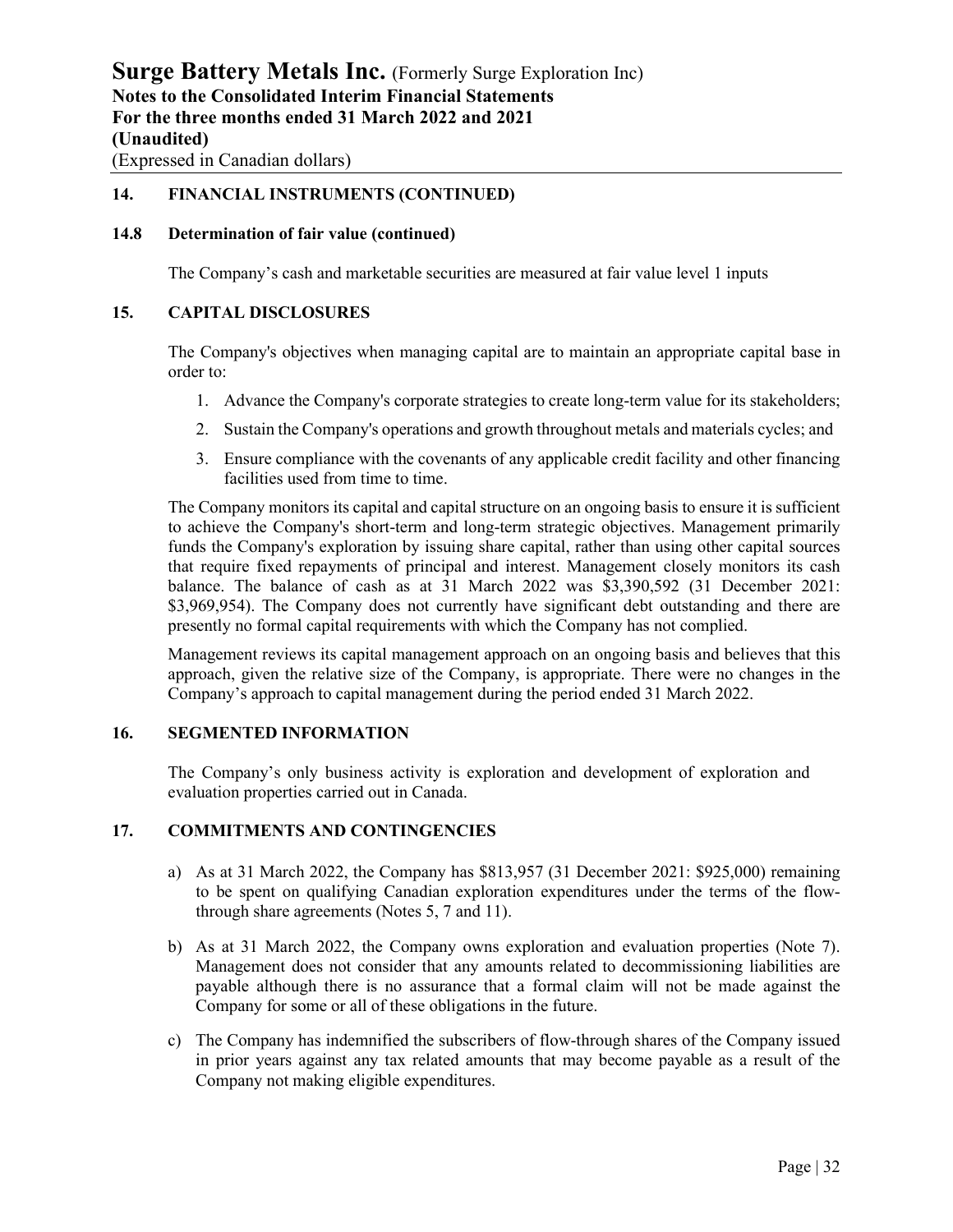## 14. FINANCIAL INSTRUMENTS (CONTINUED)

### 14.8 Determination of fair value (continued)

The Company's cash and marketable securities are measured at fair value level 1 inputs

## 15. CAPITAL DISCLOSURES

The Company's objectives when managing capital are to maintain an appropriate capital base in order to:

1. Advance the Company's corporate strategies to create long-term value for its stakeholders;
2. Sustain the Company's operations and growth throughout metals and materials cycles; and
3. Ensure compliance with the covenants of any applicable credit facility and other financing facilities used from time to time.

The Company monitors its capital and capital structure on an ongoing basis to ensure it is sufficient to achieve the Company's short-term and long-term strategic objectives. Management primarily funds the Company's exploration by issuing share capital, rather than using other capital sources that require fixed repayments of principal and interest. Management closely monitors its cash balance. The balance of cash as at 31 March 2022 was $3,390,592 (31 December 2021: $3,969,954). The Company does not currently have significant debt outstanding and there are presently no formal capital requirements with which the Company has not complied.

Management reviews its capital management approach on an ongoing basis and believes that this approach, given the relative size of the Company, is appropriate. There were no changes in the Company's approach to capital management during the period ended 31 March 2022.

## 16. SEGMENTED INFORMATION

The Company's only business activity is exploration and development of exploration and evaluation properties carried out in Canada.

## 17. COMMITMENTS AND CONTINGENCIES

a) As at 31 March 2022, the Company has $813,957 (31 December 2021: $925,000) remaining to be spent on qualifying Canadian exploration expenditures under the terms of the flow-through share agreements (Notes 5, 7 and 11).

b) As at 31 March 2022, the Company owns exploration and evaluation properties (Note 7). Management does not consider that any amounts related to decommissioning liabilities are payable although there is no assurance that a formal claim will not be made against the Company for some or all of these obligations in the future.

c) The Company has indemnified the subscribers of flow-through shares of the Company issued in prior years against any tax related amounts that may become payable as a result of the Company not making eligible expenditures.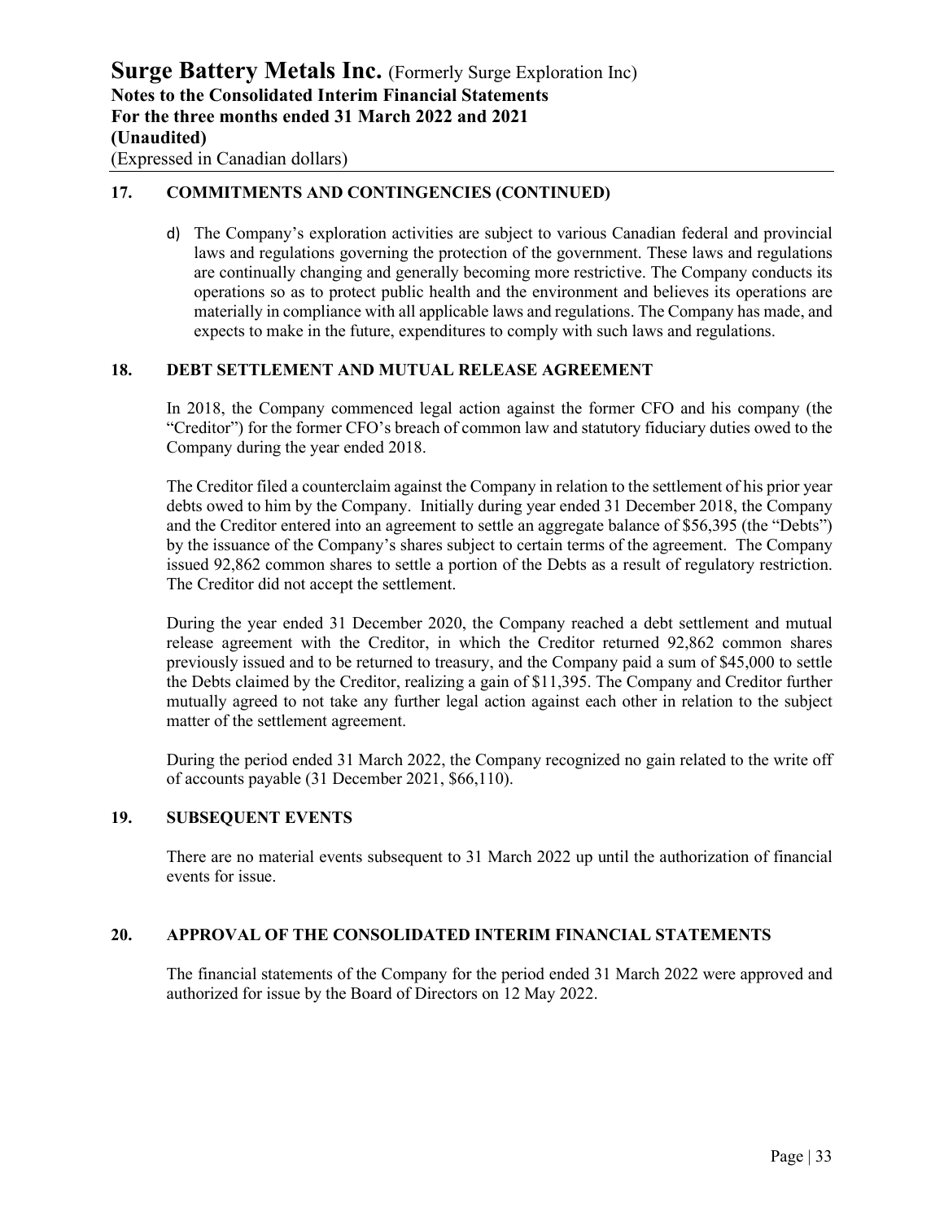## 17. COMMITMENTS AND CONTINGENCIES (CONTINUED)

d) The Company's exploration activities are subject to various Canadian federal and provincial laws and regulations governing the protection of the government. These laws and regulations are continually changing and generally becoming more restrictive. The Company conducts its operations so as to protect public health and the environment and believes its operations are materially in compliance with all applicable laws and regulations. The Company has made, and expects to make in the future, expenditures to comply with such laws and regulations.

## 18. DEBT SETTLEMENT AND MUTUAL RELEASE AGREEMENT

In 2018, the Company commenced legal action against the former CFO and his company (the "Creditor") for the former CFO's breach of common law and statutory fiduciary duties owed to the Company during the year ended 2018.

The Creditor filed a counterclaim against the Company in relation to the settlement of his prior year debts owed to him by the Company. Initially during year ended 31 December 2018, the Company and the Creditor entered into an agreement to settle an aggregate balance of $56,395 (the "Debts") by the issuance of the Company's shares subject to certain terms of the agreement. The Company issued 92,862 common shares to settle a portion of the Debts as a result of regulatory restriction. The Creditor did not accept the settlement.

During the year ended 31 December 2020, the Company reached a debt settlement and mutual release agreement with the Creditor, in which the Creditor returned 92,862 common shares previously issued and to be returned to treasury, and the Company paid a sum of $45,000 to settle the Debts claimed by the Creditor, realizing a gain of $11,395. The Company and Creditor further mutually agreed to not take any further legal action against each other in relation to the subject matter of the settlement agreement.

During the period ended 31 March 2022, the Company recognized no gain related to the write off of accounts payable (31 December 2021, $66,110).

## 19. SUBSEQUENT EVENTS

There are no material events subsequent to 31 March 2022 up until the authorization of financial events for issue.

## 20. APPROVAL OF THE CONSOLIDATED INTERIM FINANCIAL STATEMENTS

The financial statements of the Company for the period ended 31 March 2022 were approved and authorized for issue by the Board of Directors on 12 May 2022.